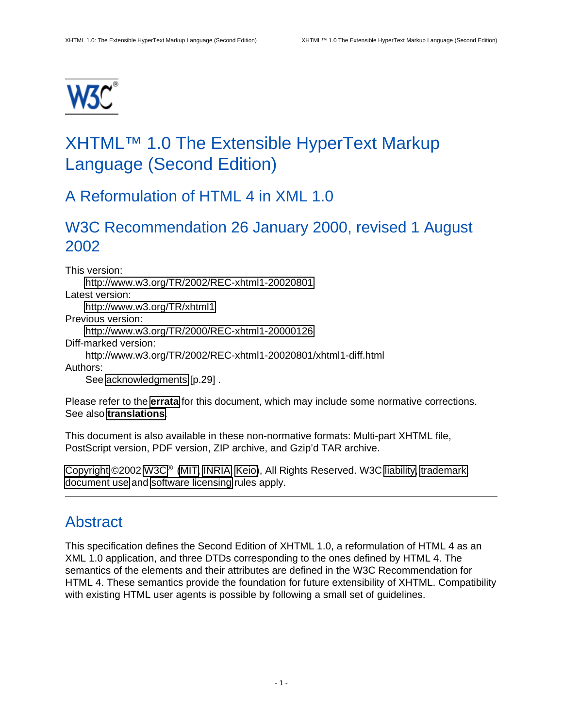# XHTML™ 1.0 The Extensible HyperText Markup Language (Second Edition)

## A Reformulation of HTML 4 in XML 1.0

## W3C Recommendation 26 January 2000, revised 1 August 2002

This version:
  http://www.w3.org/TR/2002/REC-xhtml1-20020801
Latest version:
  http://www.w3.org/TR/xhtml1
Previous version:
  http://www.w3.org/TR/2000/REC-xhtml1-20000126
Diff-marked version:
  http://www.w3.org/TR/2002/REC-xhtml1-20020801/xhtml1-diff.html
Authors:
  See acknowledgments [p.29] .

Please refer to the **errata** for this document, which may include some normative corrections. See also **translations**.

This document is also available in these non-normative formats: Multi-part XHTML file, PostScript version, PDF version, ZIP archive, and Gzip'd TAR archive.

Copyright ©2002 W3C® (MIT, INRIA, Keio), All Rights Reserved. W3C liability, trademark, document use and software licensing rules apply.

---

## Abstract

This specification defines the Second Edition of XHTML 1.0, a reformulation of HTML 4 as an XML 1.0 application, and three DTDs corresponding to the ones defined by HTML 4. The semantics of the elements and their attributes are defined in the W3C Recommendation for HTML 4. These semantics provide the foundation for future extensibility of XHTML. Compatibility with existing HTML user agents is possible by following a small set of guidelines.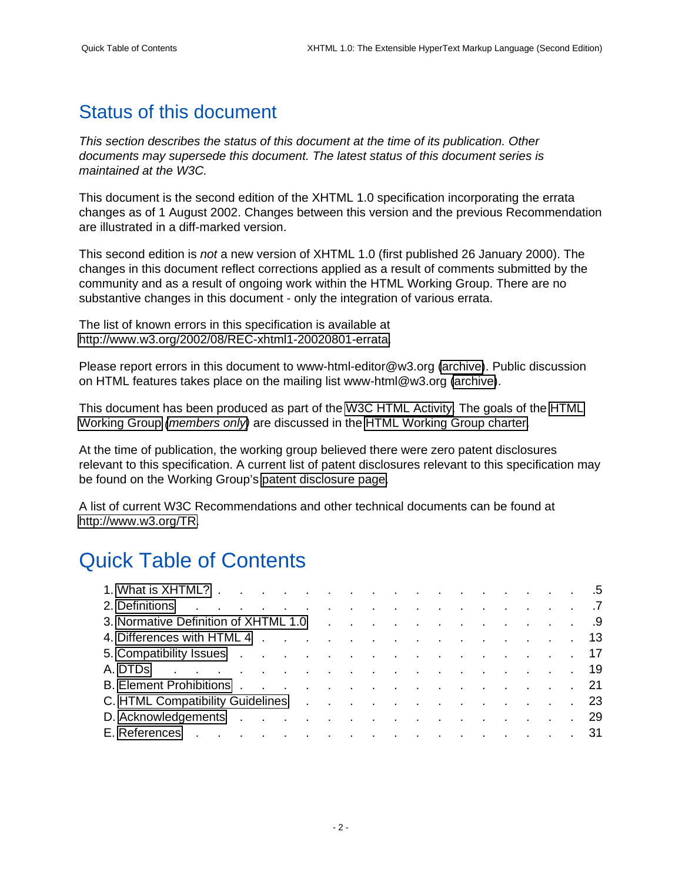## Status of this document

*This section describes the status of this document at the time of its publication. Other documents may supersede this document. The latest status of this document series is maintained at the W3C.*

This document is the second edition of the XHTML 1.0 specification incorporating the errata changes as of 1 August 2002. Changes between this version and the previous Recommendation are illustrated in a diff-marked version.

This second edition is *not* a new version of XHTML 1.0 (first published 26 January 2000). The changes in this document reflect corrections applied as a result of comments submitted by the community and as a result of ongoing work within the HTML Working Group. There are no substantive changes in this document - only the integration of various errata.

The list of known errors in this specification is available at http://www.w3.org/2002/08/REC-xhtml1-20020801-errata.

Please report errors in this document to www-html-editor@w3.org (archive). Public discussion on HTML features takes place on the mailing list www-html@w3.org (archive).

This document has been produced as part of the W3C HTML Activity. The goals of the HTML Working Group (*members only*) are discussed in the HTML Working Group charter.

At the time of publication, the working group believed there were zero patent disclosures relevant to this specification. A current list of patent disclosures relevant to this specification may be found on the Working Group's patent disclosure page.

A list of current W3C Recommendations and other technical documents can be found at http://www.w3.org/TR.

## Quick Table of Contents

1. What is XHTML? . . . . . 5
2. Definitions . . . . . 7
3. Normative Definition of XHTML 1.0 . . . . . 9
4. Differences with HTML 4 . . . . . 13
5. Compatibility Issues . . . . . 17

A. DTDs . . . . . 19
B. Element Prohibitions . . . . . 21
C. HTML Compatibility Guidelines . . . . . 23
D. Acknowledgements . . . . . 29
E. References . . . . . 31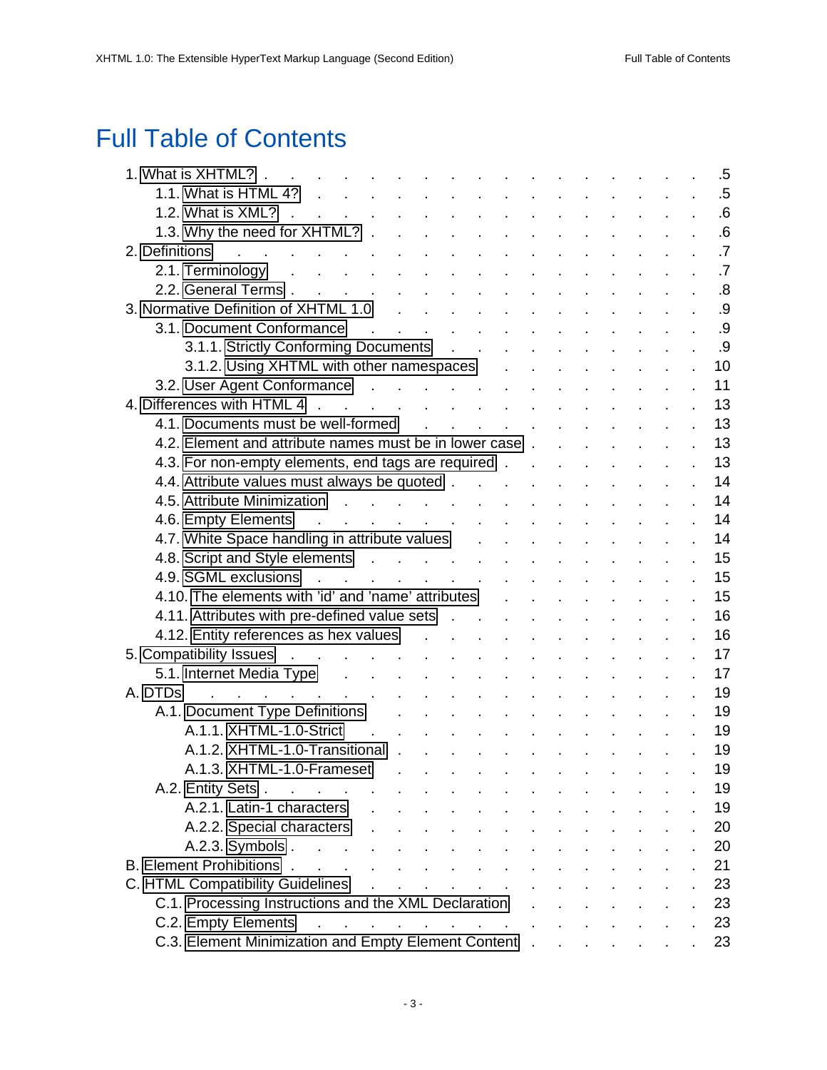# Full Table of Contents

- 1. What is XHTML? . . . . . 5
  - 1.1. What is HTML 4? . . . . . 5
  - 1.2. What is XML? . . . . . 6
  - 1.3. Why the need for XHTML? . . . . . 6
- 2. Definitions . . . . . 7
  - 2.1. Terminology . . . . . 7
  - 2.2. General Terms . . . . . 8
- 3. Normative Definition of XHTML 1.0 . . . . . 9
  - 3.1. Document Conformance . . . . . 9
    - 3.1.1. Strictly Conforming Documents . . . . . 9
    - 3.1.2. Using XHTML with other namespaces . . . . . 10
  - 3.2. User Agent Conformance . . . . . 11
- 4. Differences with HTML 4 . . . . . 13
  - 4.1. Documents must be well-formed . . . . . 13
  - 4.2. Element and attribute names must be in lower case . . . . . 13
  - 4.3. For non-empty elements, end tags are required . . . . . 13
  - 4.4. Attribute values must always be quoted . . . . . 14
  - 4.5. Attribute Minimization . . . . . 14
  - 4.6. Empty Elements . . . . . 14
  - 4.7. White Space handling in attribute values . . . . . 14
  - 4.8. Script and Style elements . . . . . 15
  - 4.9. SGML exclusions . . . . . 15
  - 4.10. The elements with 'id' and 'name' attributes . . . . . 15
  - 4.11. Attributes with pre-defined value sets . . . . . 16
  - 4.12. Entity references as hex values . . . . . 16
- 5. Compatibility Issues . . . . . 17
  - 5.1. Internet Media Type . . . . . 17
- A. DTDs . . . . . 19
  - A.1. Document Type Definitions . . . . . 19
    - A.1.1. XHTML-1.0-Strict . . . . . 19
    - A.1.2. XHTML-1.0-Transitional . . . . . 19
    - A.1.3. XHTML-1.0-Frameset . . . . . 19
  - A.2. Entity Sets . . . . . 19
    - A.2.1. Latin-1 characters . . . . . 19
    - A.2.2. Special characters . . . . . 20
    - A.2.3. Symbols . . . . . 20
- B. Element Prohibitions . . . . . 21
- C. HTML Compatibility Guidelines . . . . . 23
  - C.1. Processing Instructions and the XML Declaration . . . . . 23
  - C.2. Empty Elements . . . . . 23
  - C.3. Element Minimization and Empty Element Content . . . . . 23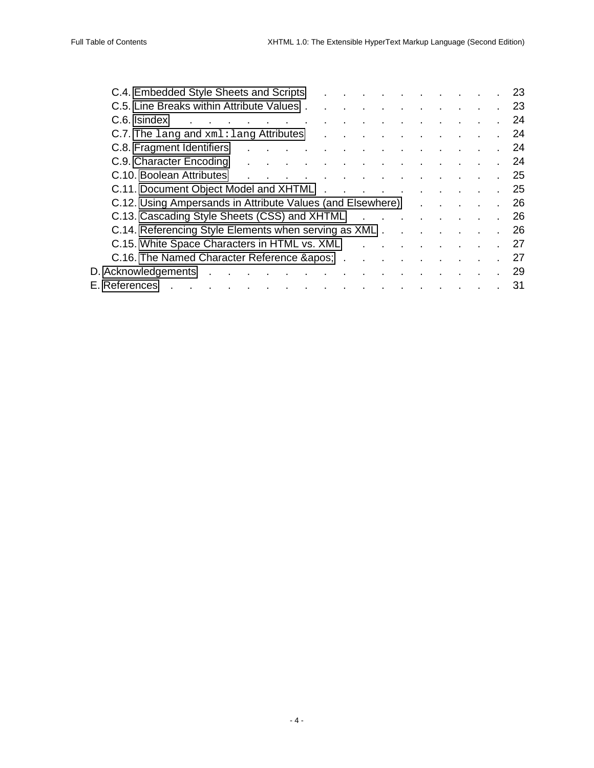- C.4. Embedded Style Sheets and Scripts . . . . . . . . . . . . 23
- C.5. Line Breaks within Attribute Values . . . . . . . . . . . . . 23
- C.6. Isindex . . . . . . . . . . . . . . . . . . . . . . . . 24
- C.7. The `lang` and `xml:lang` Attributes . . . . . . . . . . . . 24
- C.8. Fragment Identifiers . . . . . . . . . . . . . . . . . . . 24
- C.9. Character Encoding . . . . . . . . . . . . . . . . . . . 24
- C.10. Boolean Attributes . . . . . . . . . . . . . . . . . . . 25
- C.11. Document Object Model and XHTML . . . . . . . . . . . . 25
- C.12. Using Ampersands in Attribute Values (and Elsewhere) . . . . . . 26
- C.13. Cascading Style Sheets (CSS) and XHTML . . . . . . . . . . 26
- C.14. Referencing Style Elements when serving as XML . . . . . . . . 26
- C.15. White Space Characters in HTML vs. XML . . . . . . . . . . 27
- C.16. The Named Character Reference &apos; . . . . . . . . . . . 27

D. Acknowledgements . . . . . . . . . . . . . . . . . . . . . . 29

E. References . . . . . . . . . . . . . . . . . . . . . . . . . 31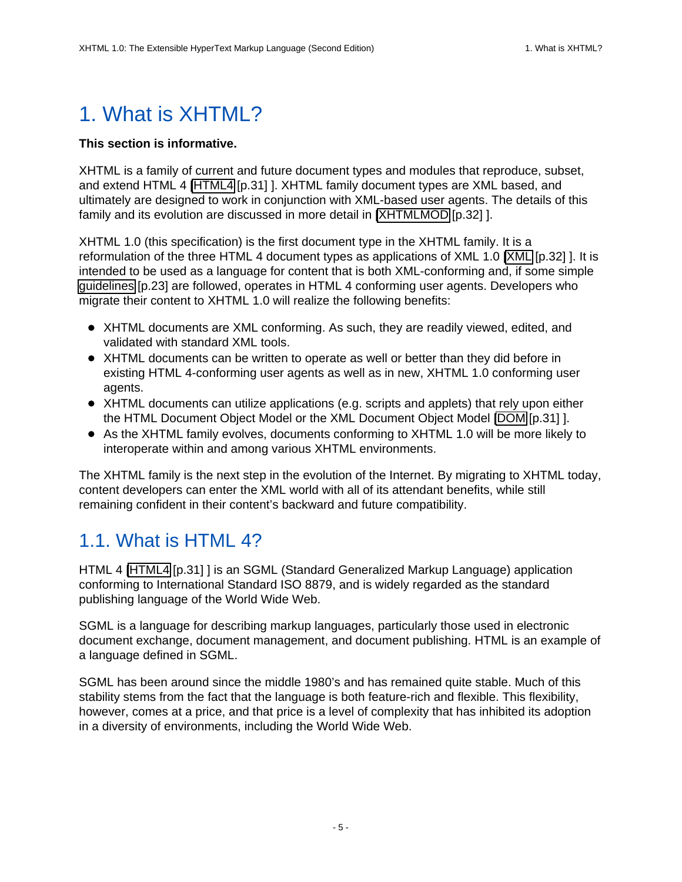# 1. What is XHTML?

**This section is informative.**

XHTML is a family of current and future document types and modules that reproduce, subset, and extend HTML 4 [HTML4 [p.31] ]. XHTML family document types are XML based, and ultimately are designed to work in conjunction with XML-based user agents. The details of this family and its evolution are discussed in more detail in [XHTMLMOD [p.32] ].

XHTML 1.0 (this specification) is the first document type in the XHTML family. It is a reformulation of the three HTML 4 document types as applications of XML 1.0 [XML [p.32] ]. It is intended to be used as a language for content that is both XML-conforming and, if some simple guidelines [p.23] are followed, operates in HTML 4 conforming user agents. Developers who migrate their content to XHTML 1.0 will realize the following benefits:

- XHTML documents are XML conforming. As such, they are readily viewed, edited, and validated with standard XML tools.
- XHTML documents can be written to operate as well or better than they did before in existing HTML 4-conforming user agents as well as in new, XHTML 1.0 conforming user agents.
- XHTML documents can utilize applications (e.g. scripts and applets) that rely upon either the HTML Document Object Model or the XML Document Object Model [DOM [p.31] ].
- As the XHTML family evolves, documents conforming to XHTML 1.0 will be more likely to interoperate within and among various XHTML environments.

The XHTML family is the next step in the evolution of the Internet. By migrating to XHTML today, content developers can enter the XML world with all of its attendant benefits, while still remaining confident in their content's backward and future compatibility.

## 1.1. What is HTML 4?

HTML 4 [HTML4 [p.31] ] is an SGML (Standard Generalized Markup Language) application conforming to International Standard ISO 8879, and is widely regarded as the standard publishing language of the World Wide Web.

SGML is a language for describing markup languages, particularly those used in electronic document exchange, document management, and document publishing. HTML is an example of a language defined in SGML.

SGML has been around since the middle 1980's and has remained quite stable. Much of this stability stems from the fact that the language is both feature-rich and flexible. This flexibility, however, comes at a price, and that price is a level of complexity that has inhibited its adoption in a diversity of environments, including the World Wide Web.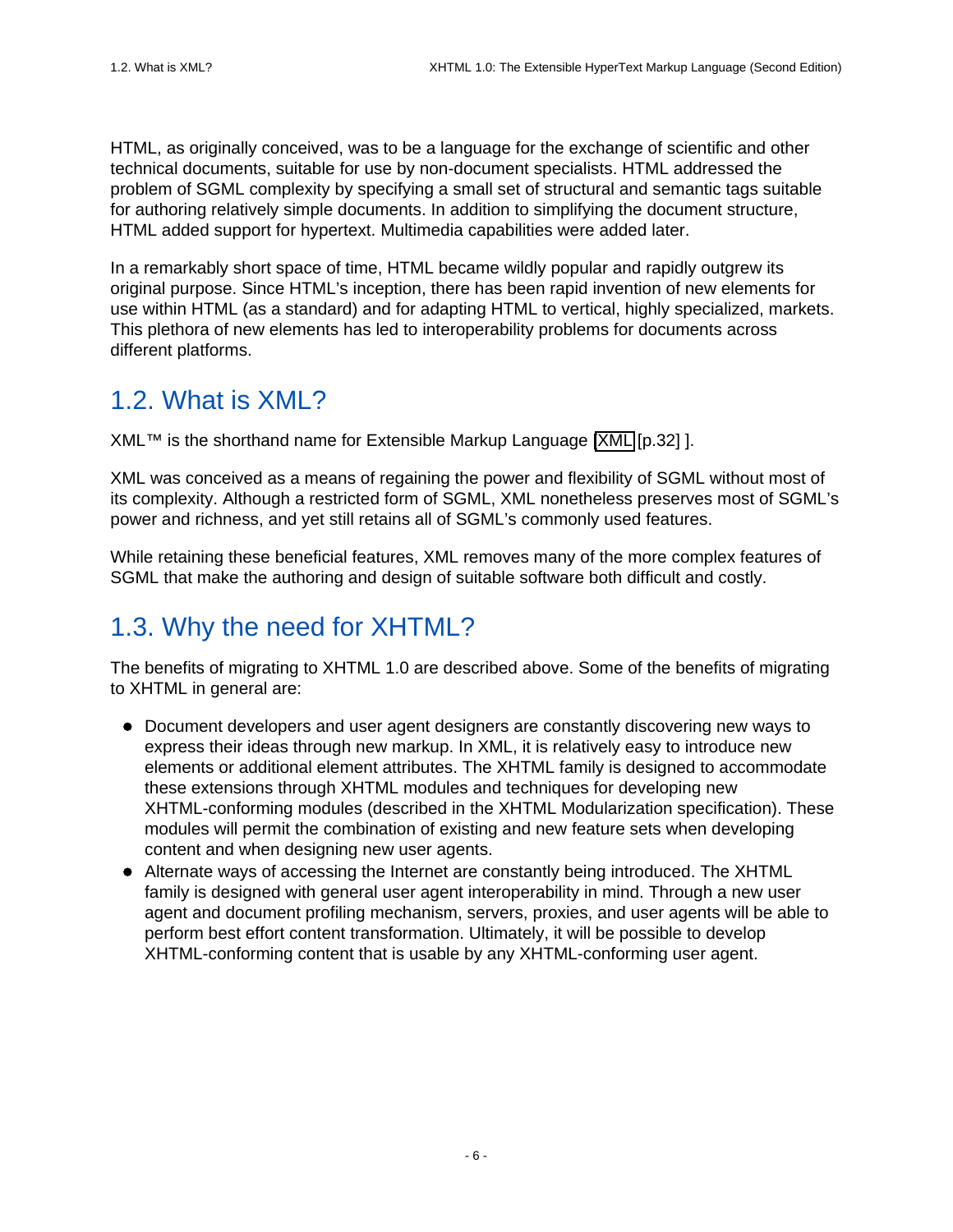HTML, as originally conceived, was to be a language for the exchange of scientific and other technical documents, suitable for use by non-document specialists. HTML addressed the problem of SGML complexity by specifying a small set of structural and semantic tags suitable for authoring relatively simple documents. In addition to simplifying the document structure, HTML added support for hypertext. Multimedia capabilities were added later.

In a remarkably short space of time, HTML became wildly popular and rapidly outgrew its original purpose. Since HTML's inception, there has been rapid invention of new elements for use within HTML (as a standard) and for adapting HTML to vertical, highly specialized, markets. This plethora of new elements has led to interoperability problems for documents across different platforms.

## 1.2. What is XML?

XML™ is the shorthand name for Extensible Markup Language [XML [p.32] ].

XML was conceived as a means of regaining the power and flexibility of SGML without most of its complexity. Although a restricted form of SGML, XML nonetheless preserves most of SGML's power and richness, and yet still retains all of SGML's commonly used features.

While retaining these beneficial features, XML removes many of the more complex features of SGML that make the authoring and design of suitable software both difficult and costly.

## 1.3. Why the need for XHTML?

The benefits of migrating to XHTML 1.0 are described above. Some of the benefits of migrating to XHTML in general are:

- Document developers and user agent designers are constantly discovering new ways to express their ideas through new markup. In XML, it is relatively easy to introduce new elements or additional element attributes. The XHTML family is designed to accommodate these extensions through XHTML modules and techniques for developing new XHTML-conforming modules (described in the XHTML Modularization specification). These modules will permit the combination of existing and new feature sets when developing content and when designing new user agents.
- Alternate ways of accessing the Internet are constantly being introduced. The XHTML family is designed with general user agent interoperability in mind. Through a new user agent and document profiling mechanism, servers, proxies, and user agents will be able to perform best effort content transformation. Ultimately, it will be possible to develop XHTML-conforming content that is usable by any XHTML-conforming user agent.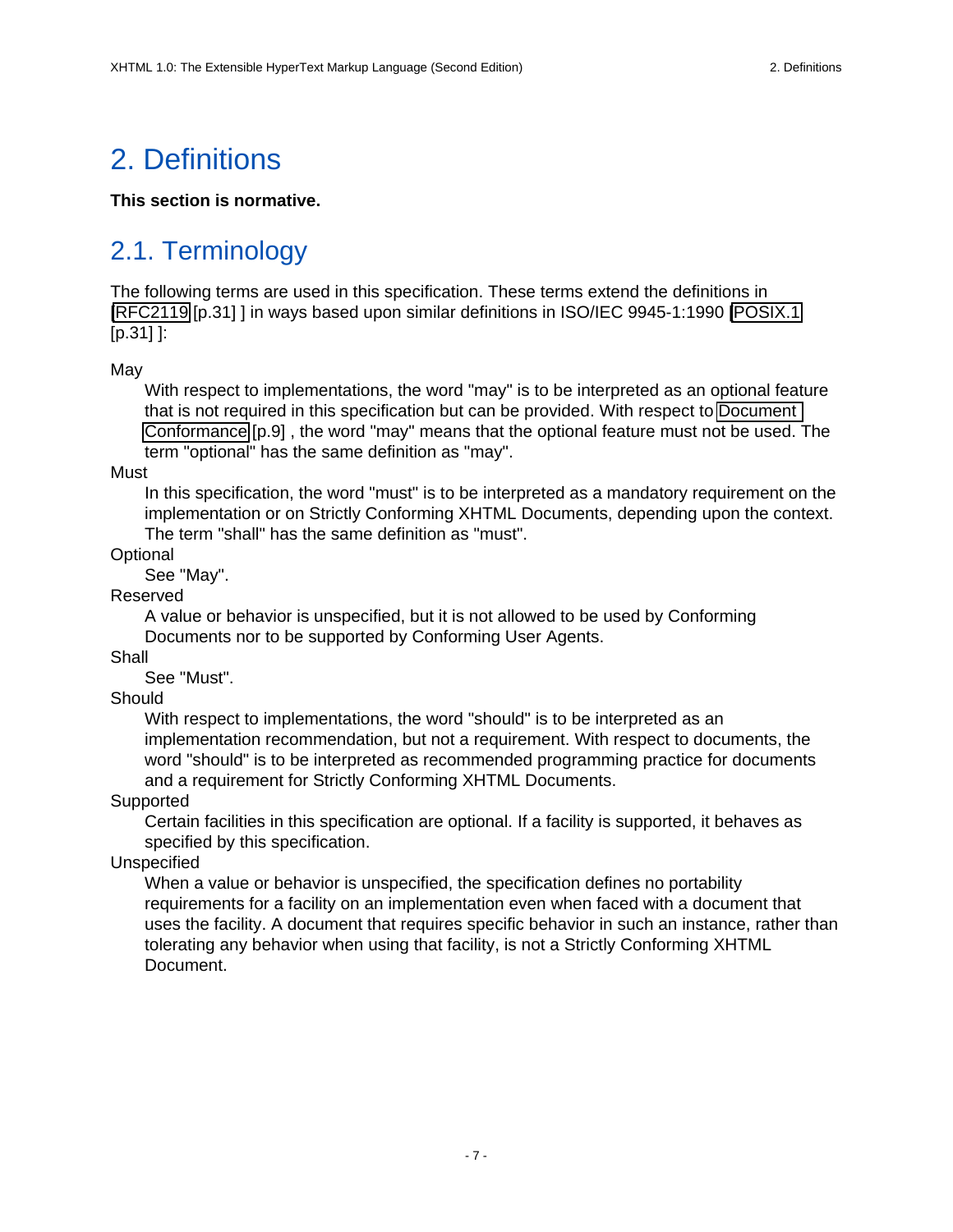# 2. Definitions

**This section is normative.**

## 2.1. Terminology

The following terms are used in this specification. These terms extend the definitions in [RFC2119 [p.31] ] in ways based upon similar definitions in ISO/IEC 9945-1:1990 [POSIX.1 [p.31] ]:

May
: With respect to implementations, the word "may" is to be interpreted as an optional feature that is not required in this specification but can be provided. With respect to Document Conformance [p.9] , the word "may" means that the optional feature must not be used. The term "optional" has the same definition as "may".

Must
: In this specification, the word "must" is to be interpreted as a mandatory requirement on the implementation or on Strictly Conforming XHTML Documents, depending upon the context. The term "shall" has the same definition as "must".

Optional
: See "May".

Reserved
: A value or behavior is unspecified, but it is not allowed to be used by Conforming Documents nor to be supported by Conforming User Agents.

Shall
: See "Must".

Should
: With respect to implementations, the word "should" is to be interpreted as an implementation recommendation, but not a requirement. With respect to documents, the word "should" is to be interpreted as recommended programming practice for documents and a requirement for Strictly Conforming XHTML Documents.

Supported
: Certain facilities in this specification are optional. If a facility is supported, it behaves as specified by this specification.

Unspecified
: When a value or behavior is unspecified, the specification defines no portability requirements for a facility on an implementation even when faced with a document that uses the facility. A document that requires specific behavior in such an instance, rather than tolerating any behavior when using that facility, is not a Strictly Conforming XHTML Document.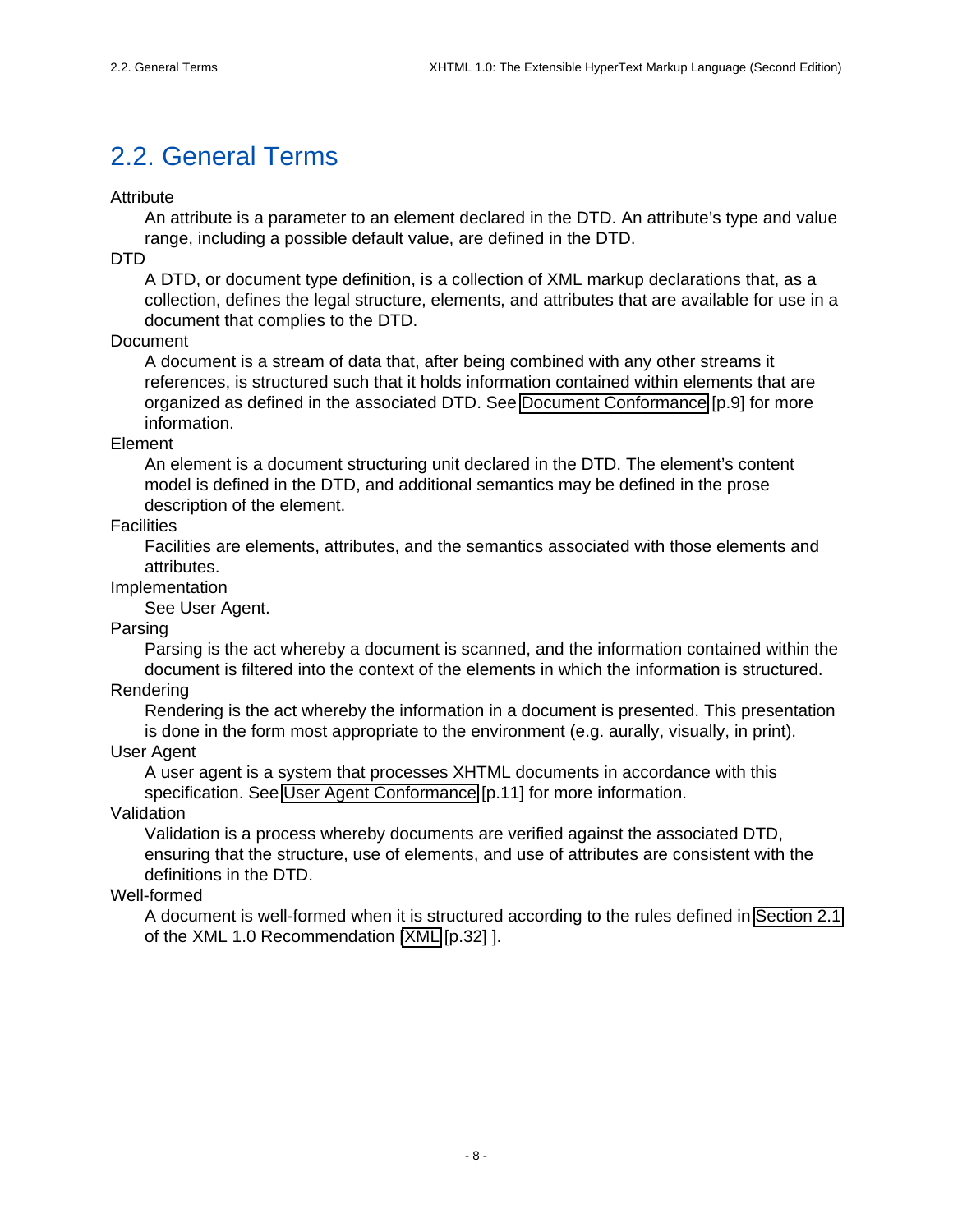## 2.2. General Terms

Attribute
: An attribute is a parameter to an element declared in the DTD. An attribute's type and value range, including a possible default value, are defined in the DTD.

DTD
: A DTD, or document type definition, is a collection of XML markup declarations that, as a collection, defines the legal structure, elements, and attributes that are available for use in a document that complies to the DTD.

Document
: A document is a stream of data that, after being combined with any other streams it references, is structured such that it holds information contained within elements that are organized as defined in the associated DTD. See Document Conformance [p.9] for more information.

Element
: An element is a document structuring unit declared in the DTD. The element's content model is defined in the DTD, and additional semantics may be defined in the prose description of the element.

Facilities
: Facilities are elements, attributes, and the semantics associated with those elements and attributes.

Implementation
: See User Agent.

Parsing
: Parsing is the act whereby a document is scanned, and the information contained within the document is filtered into the context of the elements in which the information is structured.

Rendering
: Rendering is the act whereby the information in a document is presented. This presentation is done in the form most appropriate to the environment (e.g. aurally, visually, in print).

User Agent
: A user agent is a system that processes XHTML documents in accordance with this specification. See User Agent Conformance [p.11] for more information.

Validation
: Validation is a process whereby documents are verified against the associated DTD, ensuring that the structure, use of elements, and use of attributes are consistent with the definitions in the DTD.

Well-formed
: A document is well-formed when it is structured according to the rules defined in Section 2.1 of the XML 1.0 Recommendation [XML [p.32] ].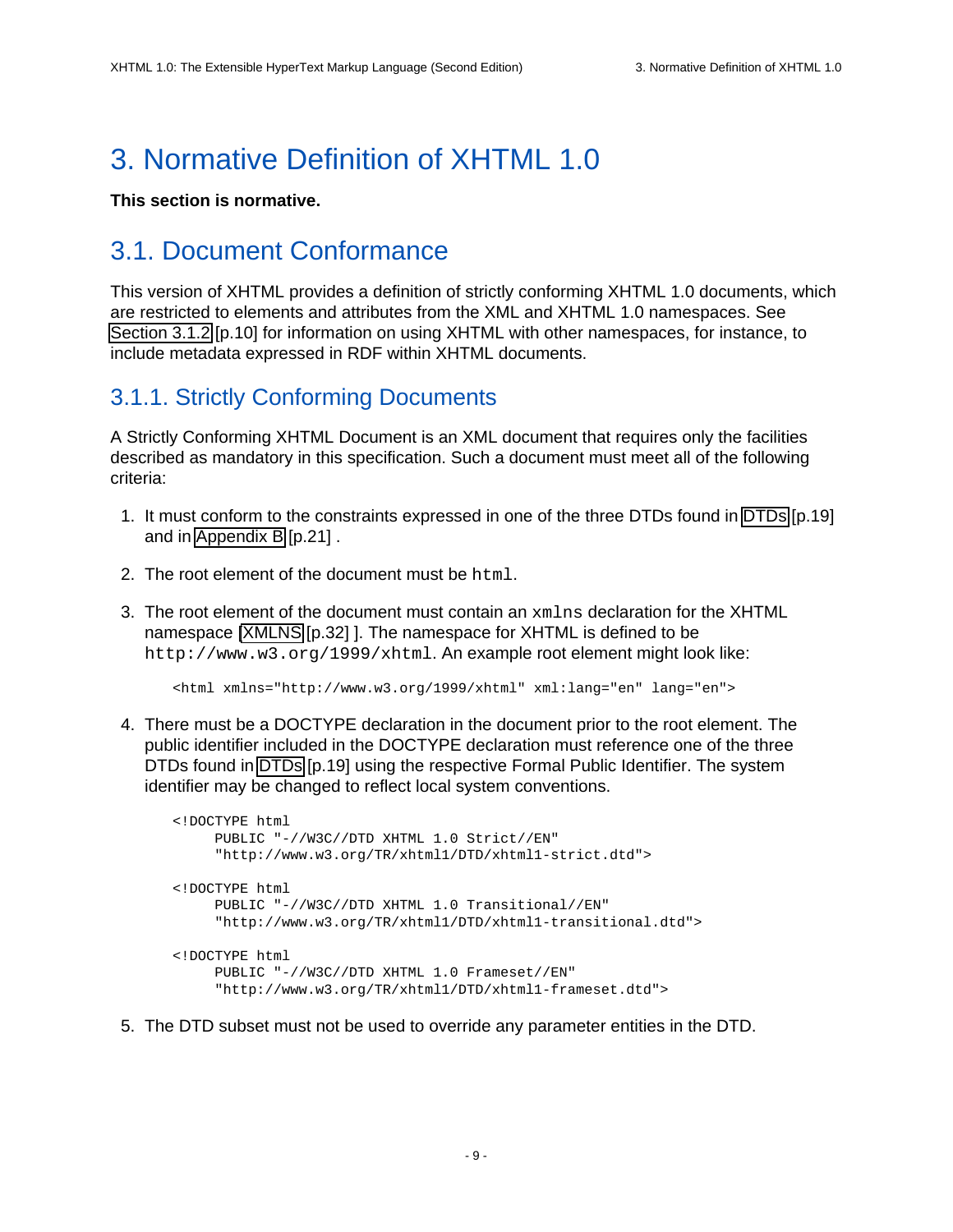# 3. Normative Definition of XHTML 1.0

**This section is normative.**

## 3.1. Document Conformance

This version of XHTML provides a definition of strictly conforming XHTML 1.0 documents, which are restricted to elements and attributes from the XML and XHTML 1.0 namespaces. See Section 3.1.2 [p.10] for information on using XHTML with other namespaces, for instance, to include metadata expressed in RDF within XHTML documents.

### 3.1.1. Strictly Conforming Documents

A Strictly Conforming XHTML Document is an XML document that requires only the facilities described as mandatory in this specification. Such a document must meet all of the following criteria:

1. It must conform to the constraints expressed in one of the three DTDs found in DTDs [p.19] and in Appendix B [p.21] .

2. The root element of the document must be `html`.

3. The root element of the document must contain an `xmlns` declaration for the XHTML namespace [XMLNS [p.32] ]. The namespace for XHTML is defined to be `http://www.w3.org/1999/xhtml`. An example root element might look like:

   ```
   <html xmlns="http://www.w3.org/1999/xhtml" xml:lang="en" lang="en">
   ```

4. There must be a DOCTYPE declaration in the document prior to the root element. The public identifier included in the DOCTYPE declaration must reference one of the three DTDs found in DTDs [p.19] using the respective Formal Public Identifier. The system identifier may be changed to reflect local system conventions.

   ```
   <!DOCTYPE html
        PUBLIC "-//W3C//DTD XHTML 1.0 Strict//EN"
        "http://www.w3.org/TR/xhtml1/DTD/xhtml1-strict.dtd">

   <!DOCTYPE html
        PUBLIC "-//W3C//DTD XHTML 1.0 Transitional//EN"
        "http://www.w3.org/TR/xhtml1/DTD/xhtml1-transitional.dtd">

   <!DOCTYPE html
        PUBLIC "-//W3C//DTD XHTML 1.0 Frameset//EN"
        "http://www.w3.org/TR/xhtml1/DTD/xhtml1-frameset.dtd">
   ```

5. The DTD subset must not be used to override any parameter entities in the DTD.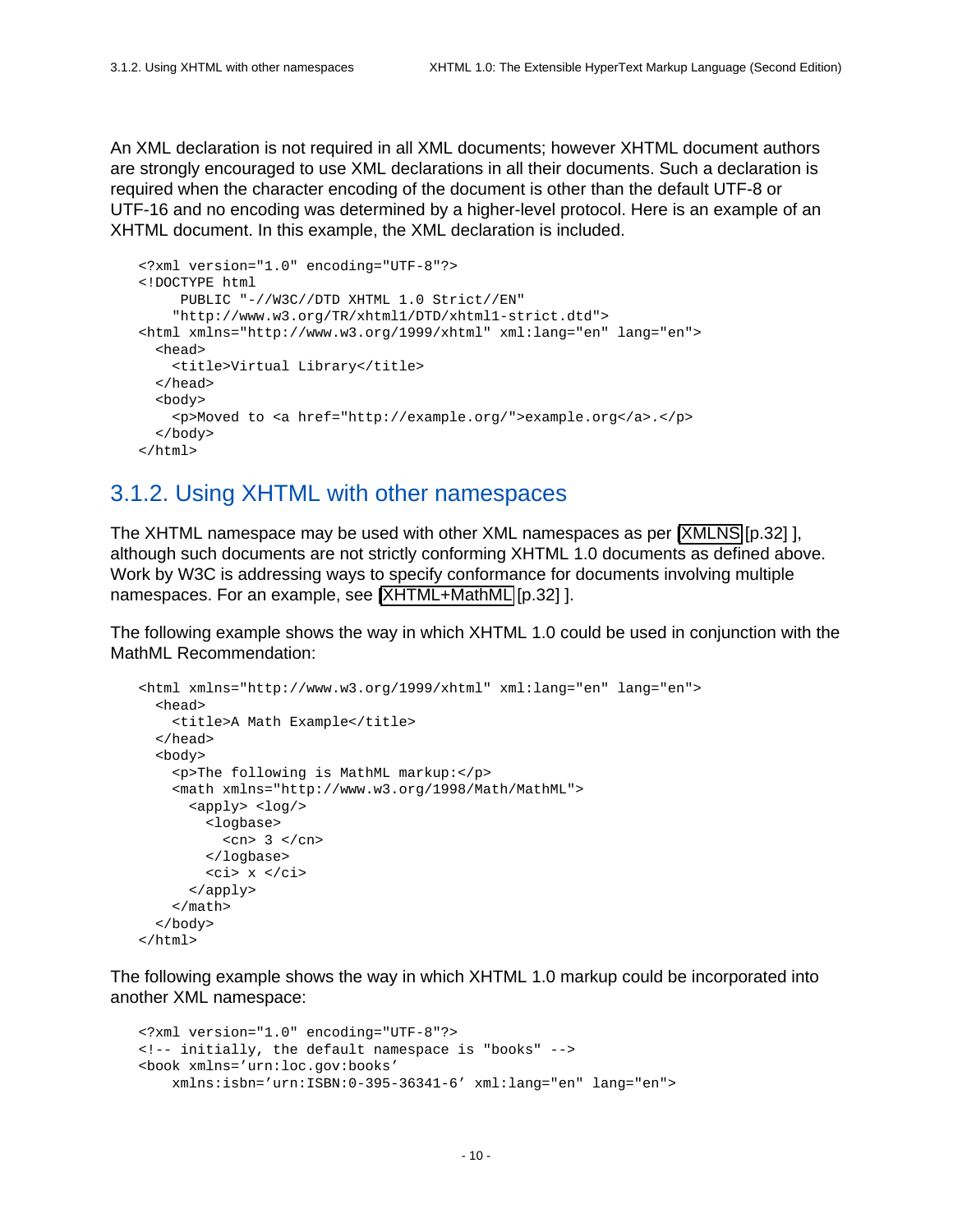An XML declaration is not required in all XML documents; however XHTML document authors are strongly encouraged to use XML declarations in all their documents. Such a declaration is required when the character encoding of the document is other than the default UTF-8 or UTF-16 and no encoding was determined by a higher-level protocol. Here is an example of an XHTML document. In this example, the XML declaration is included.

```
<?xml version="1.0" encoding="UTF-8"?>
<!DOCTYPE html
     PUBLIC "-//W3C//DTD XHTML 1.0 Strict//EN"
    "http://www.w3.org/TR/xhtml1/DTD/xhtml1-strict.dtd">
<html xmlns="http://www.w3.org/1999/xhtml" xml:lang="en" lang="en">
  <head>
    <title>Virtual Library</title>
  </head>
  <body>
    <p>Moved to <a href="http://example.org/">example.org</a>.</p>
  </body>
</html>
```

## 3.1.2. Using XHTML with other namespaces

The XHTML namespace may be used with other XML namespaces as per [XMLNS [p.32] ], although such documents are not strictly conforming XHTML 1.0 documents as defined above. Work by W3C is addressing ways to specify conformance for documents involving multiple namespaces. For an example, see [XHTML+MathML [p.32] ].

The following example shows the way in which XHTML 1.0 could be used in conjunction with the MathML Recommendation:

```
<html xmlns="http://www.w3.org/1999/xhtml" xml:lang="en" lang="en">
  <head>
    <title>A Math Example</title>
  </head>
  <body>
    <p>The following is MathML markup:</p>
    <math xmlns="http://www.w3.org/1998/Math/MathML">
      <apply> <log/>
        <logbase>
          <cn> 3 </cn>
        </logbase>
        <ci> x </ci>
      </apply>
    </math>
  </body>
</html>
```

The following example shows the way in which XHTML 1.0 markup could be incorporated into another XML namespace:

```
<?xml version="1.0" encoding="UTF-8"?>
<!-- initially, the default namespace is "books" -->
<book xmlns='urn:loc.gov:books'
    xmlns:isbn='urn:ISBN:0-395-36341-6' xml:lang="en" lang="en">
```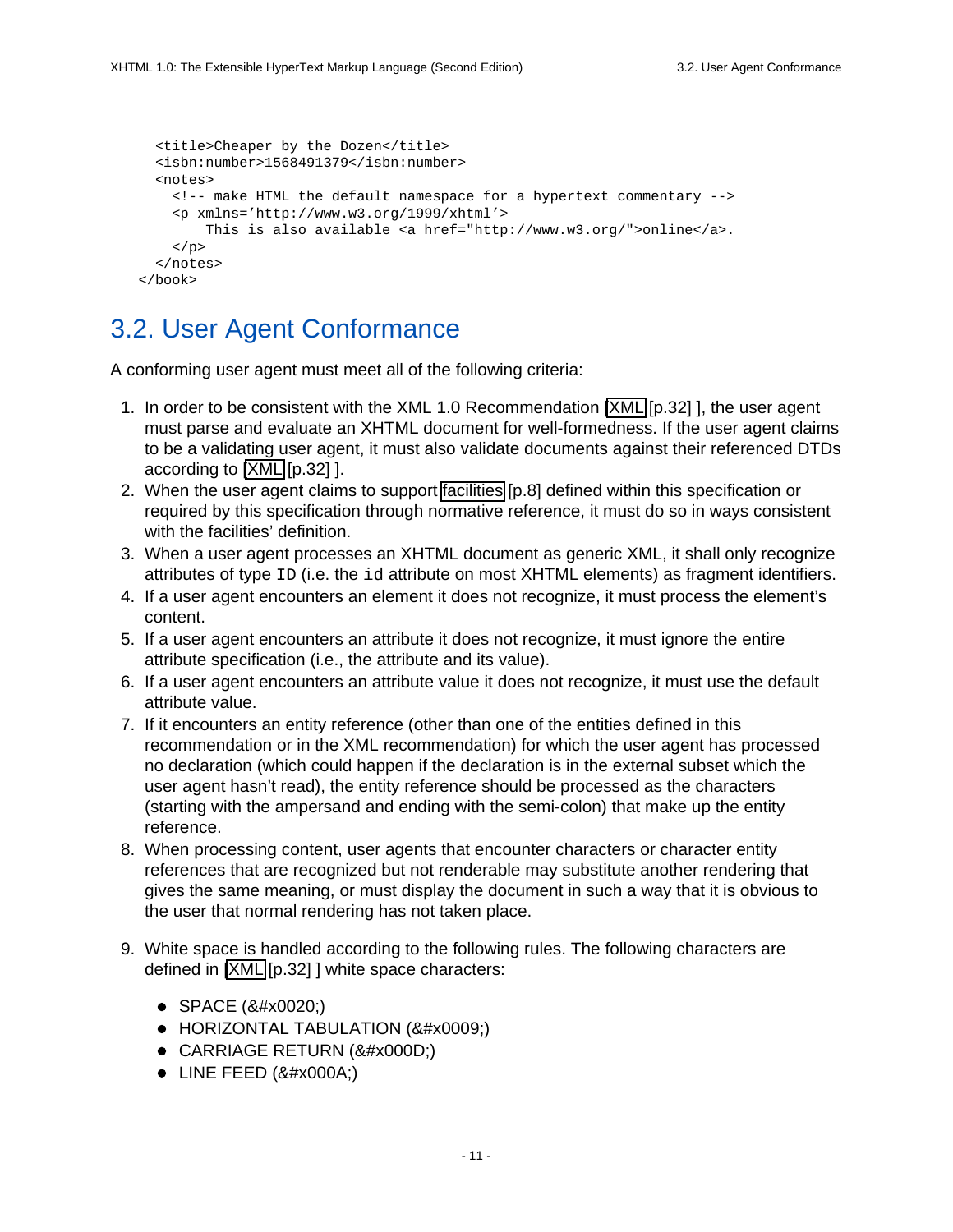```
    <title>Cheaper by the Dozen</title>
    <isbn:number>1568491379</isbn:number>
    <notes>
      <!-- make HTML the default namespace for a hypertext commentary -->
      <p xmlns='http://www.w3.org/1999/xhtml'>
          This is also available <a href="http://www.w3.org/">online</a>.
      </p>
    </notes>
  </book>
```

## 3.2. User Agent Conformance

A conforming user agent must meet all of the following criteria:

1. In order to be consistent with the XML 1.0 Recommendation [XML [p.32] ], the user agent must parse and evaluate an XHTML document for well-formedness. If the user agent claims to be a validating user agent, it must also validate documents against their referenced DTDs according to [XML [p.32] ].
2. When the user agent claims to support facilities [p.8] defined within this specification or required by this specification through normative reference, it must do so in ways consistent with the facilities' definition.
3. When a user agent processes an XHTML document as generic XML, it shall only recognize attributes of type `ID` (i.e. the `id` attribute on most XHTML elements) as fragment identifiers.
4. If a user agent encounters an element it does not recognize, it must process the element's content.
5. If a user agent encounters an attribute it does not recognize, it must ignore the entire attribute specification (i.e., the attribute and its value).
6. If a user agent encounters an attribute value it does not recognize, it must use the default attribute value.
7. If it encounters an entity reference (other than one of the entities defined in this recommendation or in the XML recommendation) for which the user agent has processed no declaration (which could happen if the declaration is in the external subset which the user agent hasn't read), the entity reference should be processed as the characters (starting with the ampersand and ending with the semi-colon) that make up the entity reference.
8. When processing content, user agents that encounter characters or character entity references that are recognized but not renderable may substitute another rendering that gives the same meaning, or must display the document in such a way that it is obvious to the user that normal rendering has not taken place.
9. White space is handled according to the following rules. The following characters are defined in [XML [p.32] ] white space characters:
   - SPACE (&#x0020;)
   - HORIZONTAL TABULATION (&#x0009;)
   - CARRIAGE RETURN (&#x000D;)
   - LINE FEED (&#x000A;)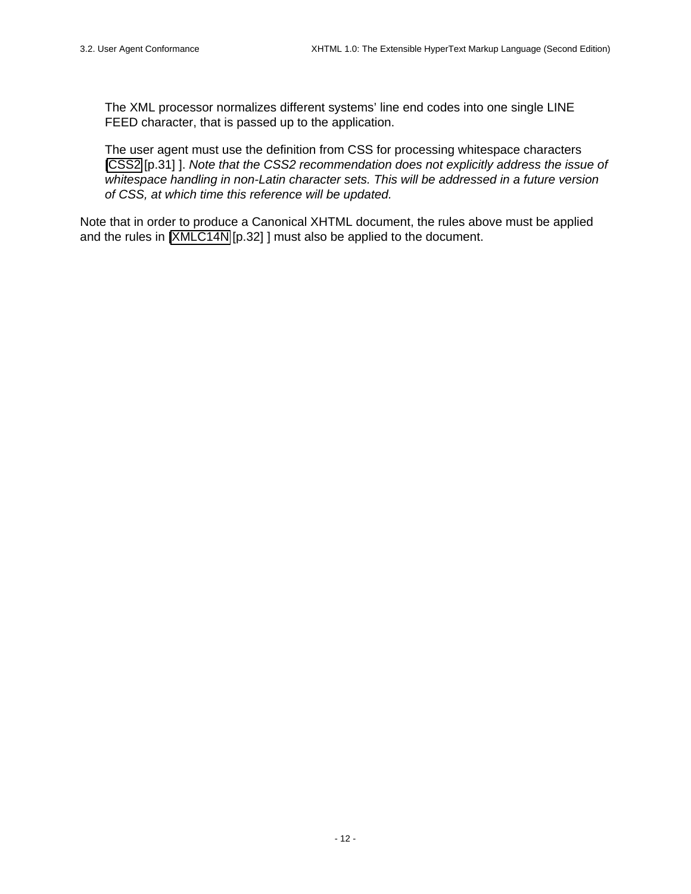The XML processor normalizes different systems' line end codes into one single LINE FEED character, that is passed up to the application.

The user agent must use the definition from CSS for processing whitespace characters [CSS2 [p.31] ]. *Note that the CSS2 recommendation does not explicitly address the issue of whitespace handling in non-Latin character sets. This will be addressed in a future version of CSS, at which time this reference will be updated.*

Note that in order to produce a Canonical XHTML document, the rules above must be applied and the rules in [XMLC14N [p.32] ] must also be applied to the document.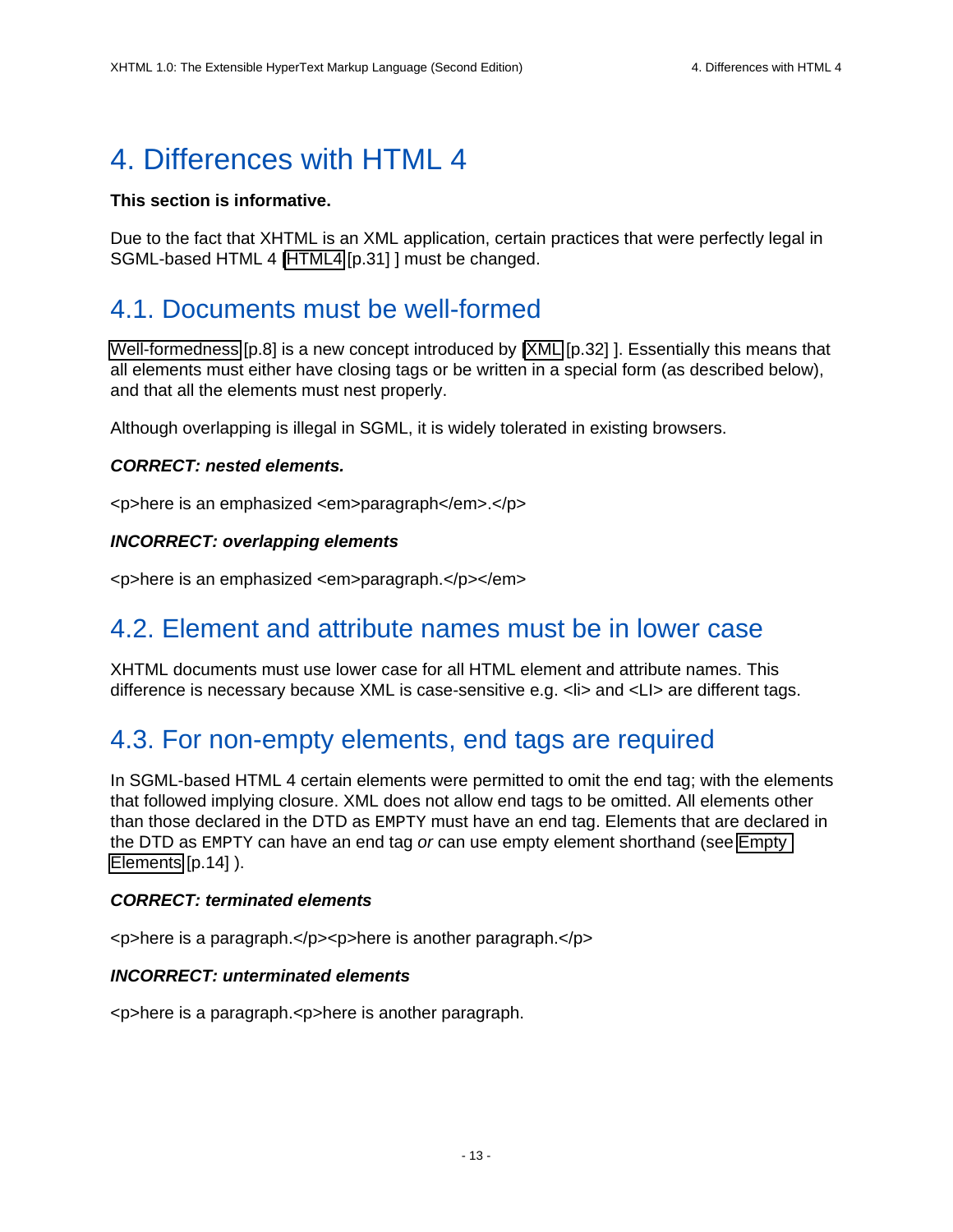# 4. Differences with HTML 4

**This section is informative.**

Due to the fact that XHTML is an XML application, certain practices that were perfectly legal in SGML-based HTML 4 [HTML4 [p.31] ] must be changed.

## 4.1. Documents must be well-formed

Well-formedness [p.8] is a new concept introduced by [XML [p.32] ]. Essentially this means that all elements must either have closing tags or be written in a special form (as described below), and that all the elements must nest properly.

Although overlapping is illegal in SGML, it is widely tolerated in existing browsers.

***CORRECT: nested elements.***

```
<p>here is an emphasized <em>paragraph</em>.</p>
```

***INCORRECT: overlapping elements***

```
<p>here is an emphasized <em>paragraph.</p></em>
```

## 4.2. Element and attribute names must be in lower case

XHTML documents must use lower case for all HTML element and attribute names. This difference is necessary because XML is case-sensitive e.g. <li> and <LI> are different tags.

## 4.3. For non-empty elements, end tags are required

In SGML-based HTML 4 certain elements were permitted to omit the end tag; with the elements that followed implying closure. XML does not allow end tags to be omitted. All elements other than those declared in the DTD as `EMPTY` must have an end tag. Elements that are declared in the DTD as `EMPTY` can have an end tag *or* can use empty element shorthand (see Empty Elements [p.14] ).

***CORRECT: terminated elements***

```
<p>here is a paragraph.</p><p>here is another paragraph.</p>
```

***INCORRECT: unterminated elements***

```
<p>here is a paragraph.<p>here is another paragraph.
```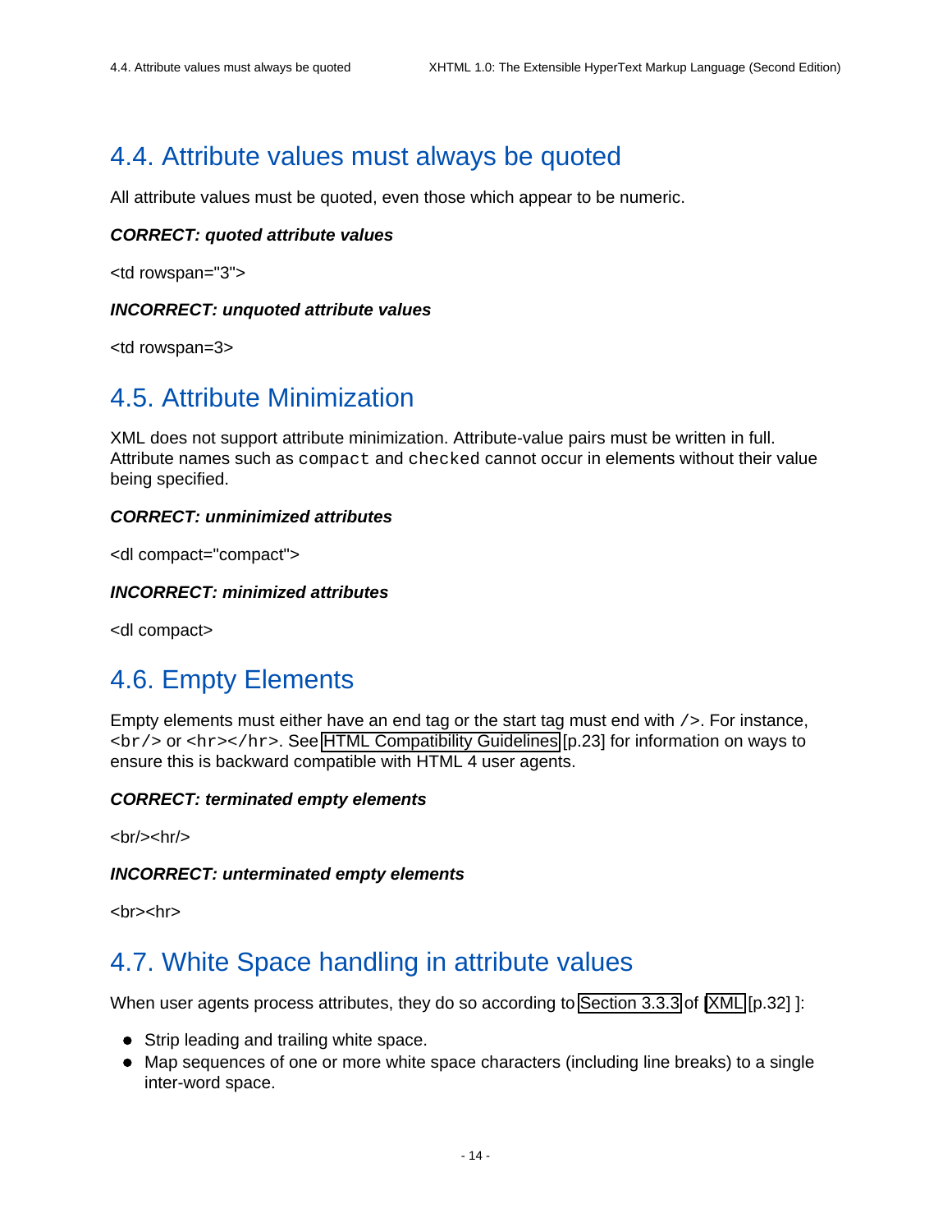## 4.4. Attribute values must always be quoted

All attribute values must be quoted, even those which appear to be numeric.

***CORRECT: quoted attribute values***

<td rowspan="3">

***INCORRECT: unquoted attribute values***

<td rowspan=3>

## 4.5. Attribute Minimization

XML does not support attribute minimization. Attribute-value pairs must be written in full. Attribute names such as `compact` and `checked` cannot occur in elements without their value being specified.

***CORRECT: unminimized attributes***

<dl compact="compact">

***INCORRECT: minimized attributes***

<dl compact>

## 4.6. Empty Elements

Empty elements must either have an end tag or the start tag must end with `/>`. For instance, `<br/>` or `<hr></hr>`. See HTML Compatibility Guidelines [p.23] for information on ways to ensure this is backward compatible with HTML 4 user agents.

***CORRECT: terminated empty elements***

<br/><hr/>

***INCORRECT: unterminated empty elements***

<br><hr>

## 4.7. White Space handling in attribute values

When user agents process attributes, they do so according to Section 3.3.3 of [XML [p.32] ]:

- Strip leading and trailing white space.
- Map sequences of one or more white space characters (including line breaks) to a single inter-word space.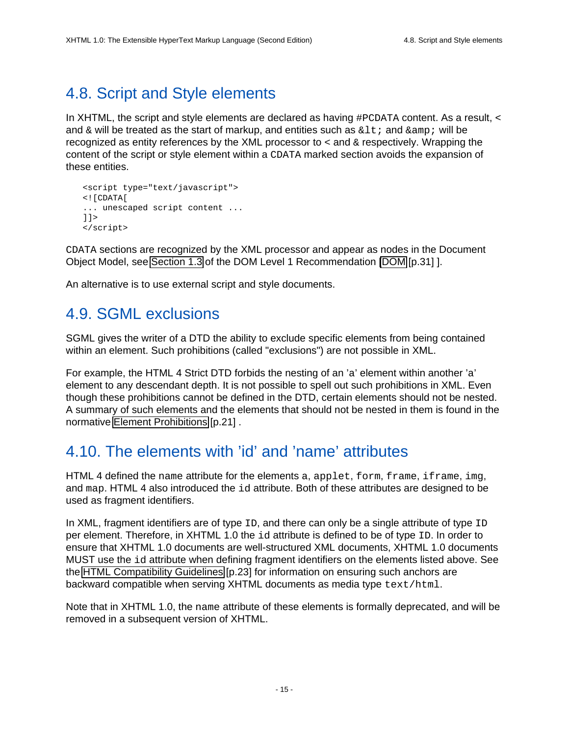## 4.8. Script and Style elements

In XHTML, the script and style elements are declared as having `#PCDATA` content. As a result, `<` and `&` will be treated as the start of markup, and entities such as `&lt;` and `&amp;` will be recognized as entity references by the XML processor to `<` and `&` respectively. Wrapping the content of the script or style element within a `CDATA` marked section avoids the expansion of these entities.

```
<script type="text/javascript">
<![CDATA[
... unescaped script content ...
]]>
</script>
```

`CDATA` sections are recognized by the XML processor and appear as nodes in the Document Object Model, see Section 1.3 of the DOM Level 1 Recommendation [DOM [p.31] ].

An alternative is to use external script and style documents.

## 4.9. SGML exclusions

SGML gives the writer of a DTD the ability to exclude specific elements from being contained within an element. Such prohibitions (called "exclusions") are not possible in XML.

For example, the HTML 4 Strict DTD forbids the nesting of an 'a' element within another 'a' element to any descendant depth. It is not possible to spell out such prohibitions in XML. Even though these prohibitions cannot be defined in the DTD, certain elements should not be nested. A summary of such elements and the elements that should not be nested in them is found in the normative Element Prohibitions [p.21] .

## 4.10. The elements with 'id' and 'name' attributes

HTML 4 defined the `name` attribute for the elements `a`, `applet`, `form`, `frame`, `iframe`, `img`, and `map`. HTML 4 also introduced the `id` attribute. Both of these attributes are designed to be used as fragment identifiers.

In XML, fragment identifiers are of type `ID`, and there can only be a single attribute of type `ID` per element. Therefore, in XHTML 1.0 the `id` attribute is defined to be of type `ID`. In order to ensure that XHTML 1.0 documents are well-structured XML documents, XHTML 1.0 documents MUST use the `id` attribute when defining fragment identifiers on the elements listed above. See the HTML Compatibility Guidelines [p.23] for information on ensuring such anchors are backward compatible when serving XHTML documents as media type `text/html`.

Note that in XHTML 1.0, the `name` attribute of these elements is formally deprecated, and will be removed in a subsequent version of XHTML.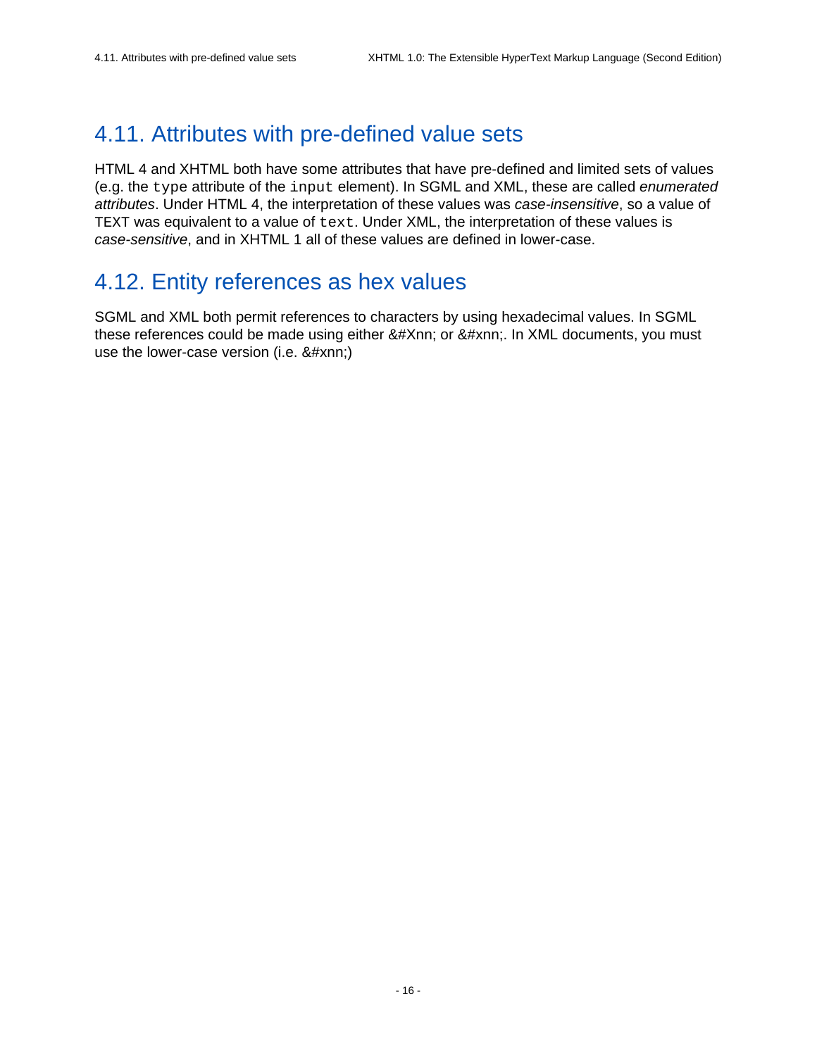## 4.11. Attributes with pre-defined value sets

HTML 4 and XHTML both have some attributes that have pre-defined and limited sets of values (e.g. the `type` attribute of the `input` element). In SGML and XML, these are called *enumerated attributes*. Under HTML 4, the interpretation of these values was *case-insensitive*, so a value of `TEXT` was equivalent to a value of `text`. Under XML, the interpretation of these values is *case-sensitive*, and in XHTML 1 all of these values are defined in lower-case.

## 4.12. Entity references as hex values

SGML and XML both permit references to characters by using hexadecimal values. In SGML these references could be made using either &#Xnn; or &#xnn;. In XML documents, you must use the lower-case version (i.e. &#xnn;)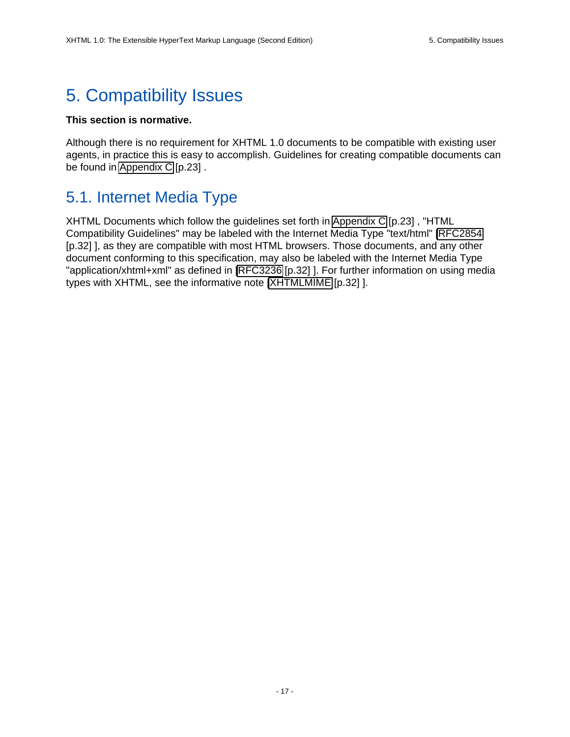# 5. Compatibility Issues

**This section is normative.**

Although there is no requirement for XHTML 1.0 documents to be compatible with existing user agents, in practice this is easy to accomplish. Guidelines for creating compatible documents can be found in Appendix C [p.23] .

## 5.1. Internet Media Type

XHTML Documents which follow the guidelines set forth in Appendix C [p.23] , "HTML Compatibility Guidelines" may be labeled with the Internet Media Type "text/html" [RFC2854 [p.32] ], as they are compatible with most HTML browsers. Those documents, and any other document conforming to this specification, may also be labeled with the Internet Media Type "application/xhtml+xml" as defined in [RFC3236 [p.32] ]. For further information on using media types with XHTML, see the informative note [XHTMLMIME [p.32] ].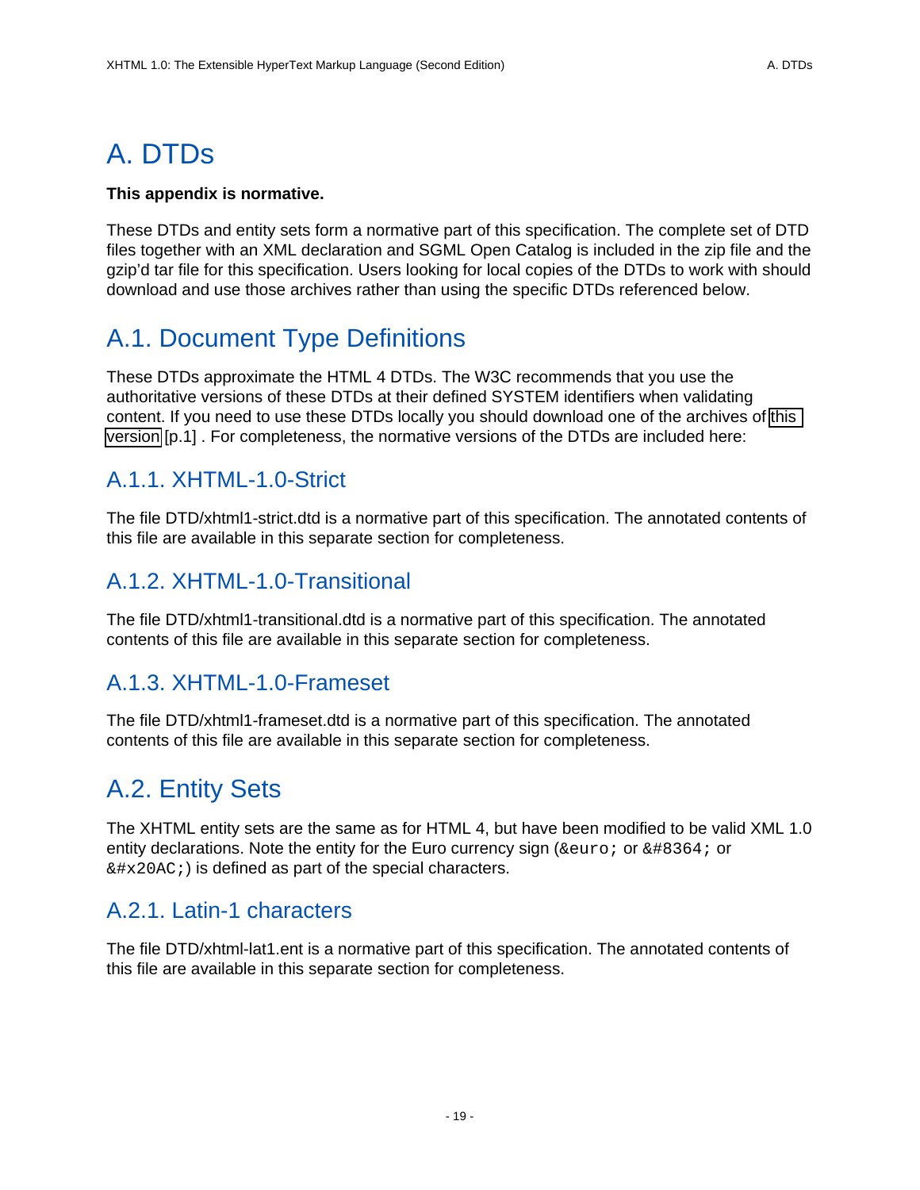# A. DTDs

**This appendix is normative.**

These DTDs and entity sets form a normative part of this specification. The complete set of DTD files together with an XML declaration and SGML Open Catalog is included in the zip file and the gzip'd tar file for this specification. Users looking for local copies of the DTDs to work with should download and use those archives rather than using the specific DTDs referenced below.

## A.1. Document Type Definitions

These DTDs approximate the HTML 4 DTDs. The W3C recommends that you use the authoritative versions of these DTDs at their defined SYSTEM identifiers when validating content. If you need to use these DTDs locally you should download one of the archives of this version [p.1] . For completeness, the normative versions of the DTDs are included here:

### A.1.1. XHTML-1.0-Strict

The file DTD/xhtml1-strict.dtd is a normative part of this specification. The annotated contents of this file are available in this separate section for completeness.

### A.1.2. XHTML-1.0-Transitional

The file DTD/xhtml1-transitional.dtd is a normative part of this specification. The annotated contents of this file are available in this separate section for completeness.

### A.1.3. XHTML-1.0-Frameset

The file DTD/xhtml1-frameset.dtd is a normative part of this specification. The annotated contents of this file are available in this separate section for completeness.

## A.2. Entity Sets

The XHTML entity sets are the same as for HTML 4, but have been modified to be valid XML 1.0 entity declarations. Note the entity for the Euro currency sign (`&euro;` or `&#8364;` or `&#x20AC;`) is defined as part of the special characters.

### A.2.1. Latin-1 characters

The file DTD/xhtml-lat1.ent is a normative part of this specification. The annotated contents of this file are available in this separate section for completeness.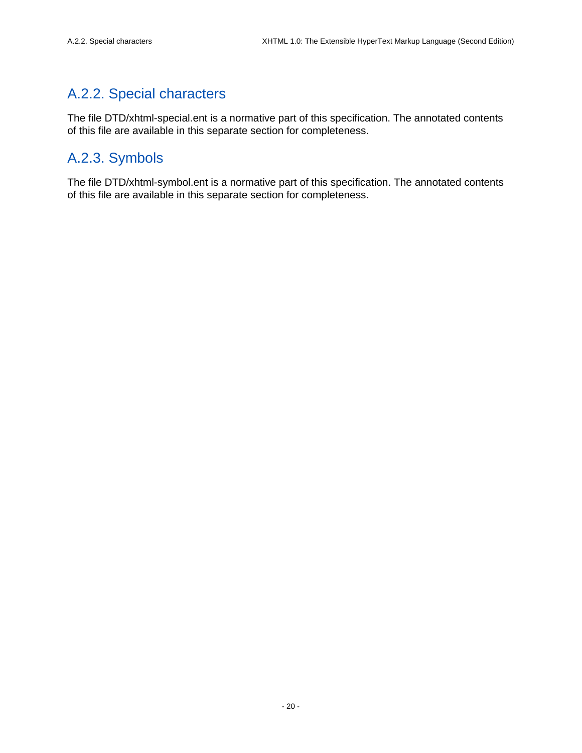### A.2.2. Special characters

The file DTD/xhtml-special.ent is a normative part of this specification. The annotated contents of this file are available in this separate section for completeness.

### A.2.3. Symbols

The file DTD/xhtml-symbol.ent is a normative part of this specification. The annotated contents of this file are available in this separate section for completeness.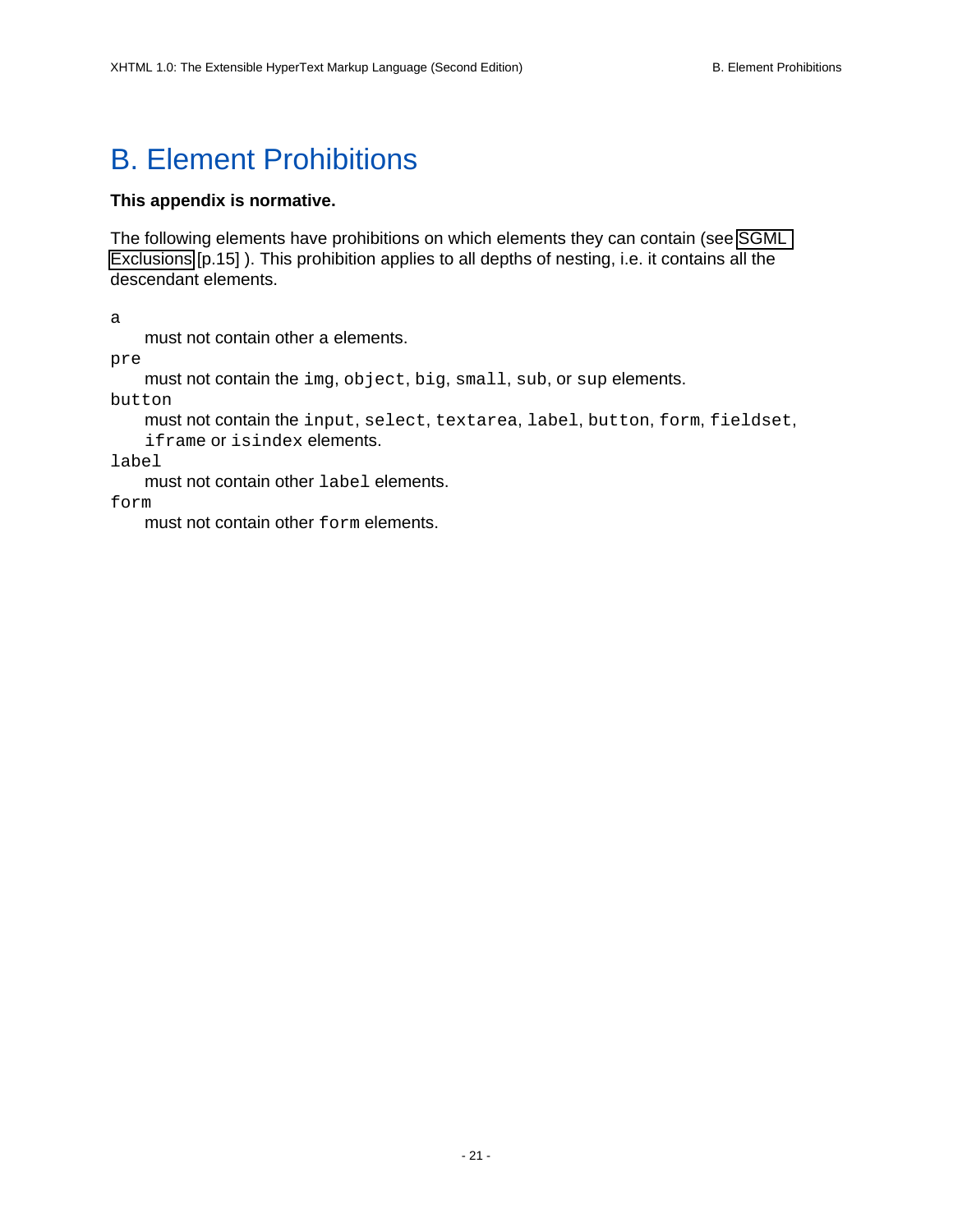# B. Element Prohibitions

**This appendix is normative.**

The following elements have prohibitions on which elements they can contain (see SGML Exclusions [p.15] ). This prohibition applies to all depths of nesting, i.e. it contains all the descendant elements.

`a`
: must not contain other a elements.

`pre`
: must not contain the `img`, `object`, `big`, `small`, `sub`, or `sup` elements.

`button`
: must not contain the `input`, `select`, `textarea`, `label`, `button`, `form`, `fieldset`, `iframe` or `isindex` elements.

`label`
: must not contain other `label` elements.

`form`
: must not contain other `form` elements.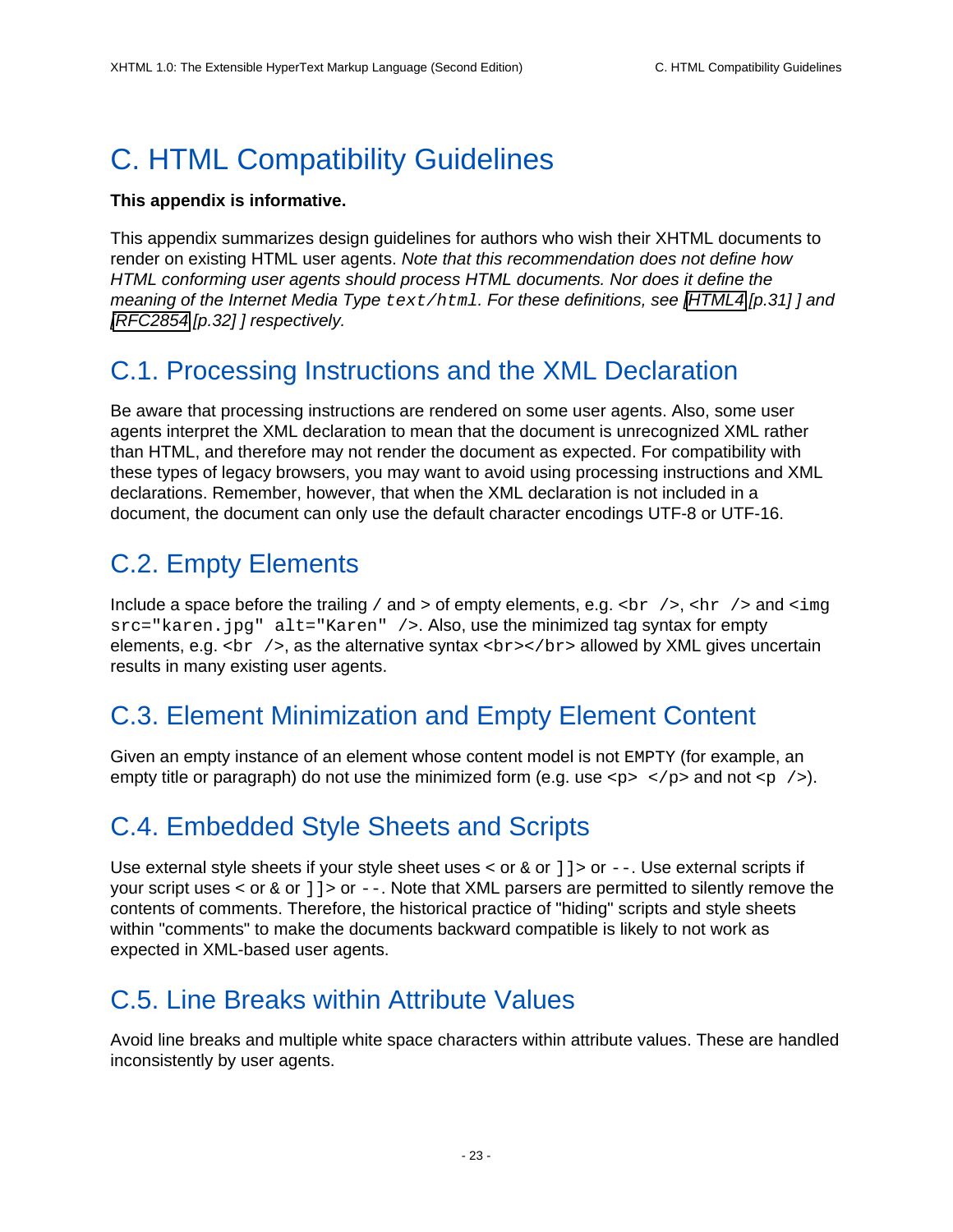# C. HTML Compatibility Guidelines

**This appendix is informative.**

This appendix summarizes design guidelines for authors who wish their XHTML documents to render on existing HTML user agents. *Note that this recommendation does not define how HTML conforming user agents should process HTML documents. Nor does it define the meaning of the Internet Media Type `text/html`. For these definitions, see [HTML4 [p.31] ] and [RFC2854 [p.32] ] respectively.*

## C.1. Processing Instructions and the XML Declaration

Be aware that processing instructions are rendered on some user agents. Also, some user agents interpret the XML declaration to mean that the document is unrecognized XML rather than HTML, and therefore may not render the document as expected. For compatibility with these types of legacy browsers, you may want to avoid using processing instructions and XML declarations. Remember, however, that when the XML declaration is not included in a document, the document can only use the default character encodings UTF-8 or UTF-16.

## C.2. Empty Elements

Include a space before the trailing `/` and `>` of empty elements, e.g. `<br />`, `<hr />` and `<img src="karen.jpg" alt="Karen" />`. Also, use the minimized tag syntax for empty elements, e.g. `<br />`, as the alternative syntax `<br></br>` allowed by XML gives uncertain results in many existing user agents.

## C.3. Element Minimization and Empty Element Content

Given an empty instance of an element whose content model is not `EMPTY` (for example, an empty title or paragraph) do not use the minimized form (e.g. use `<p> </p>` and not `<p />`).

## C.4. Embedded Style Sheets and Scripts

Use external style sheets if your style sheet uses `<` or `&` or `]]>` or `--`. Use external scripts if your script uses `<` or `&` or `]]>` or `--`. Note that XML parsers are permitted to silently remove the contents of comments. Therefore, the historical practice of "hiding" scripts and style sheets within "comments" to make the documents backward compatible is likely to not work as expected in XML-based user agents.

## C.5. Line Breaks within Attribute Values

Avoid line breaks and multiple white space characters within attribute values. These are handled inconsistently by user agents.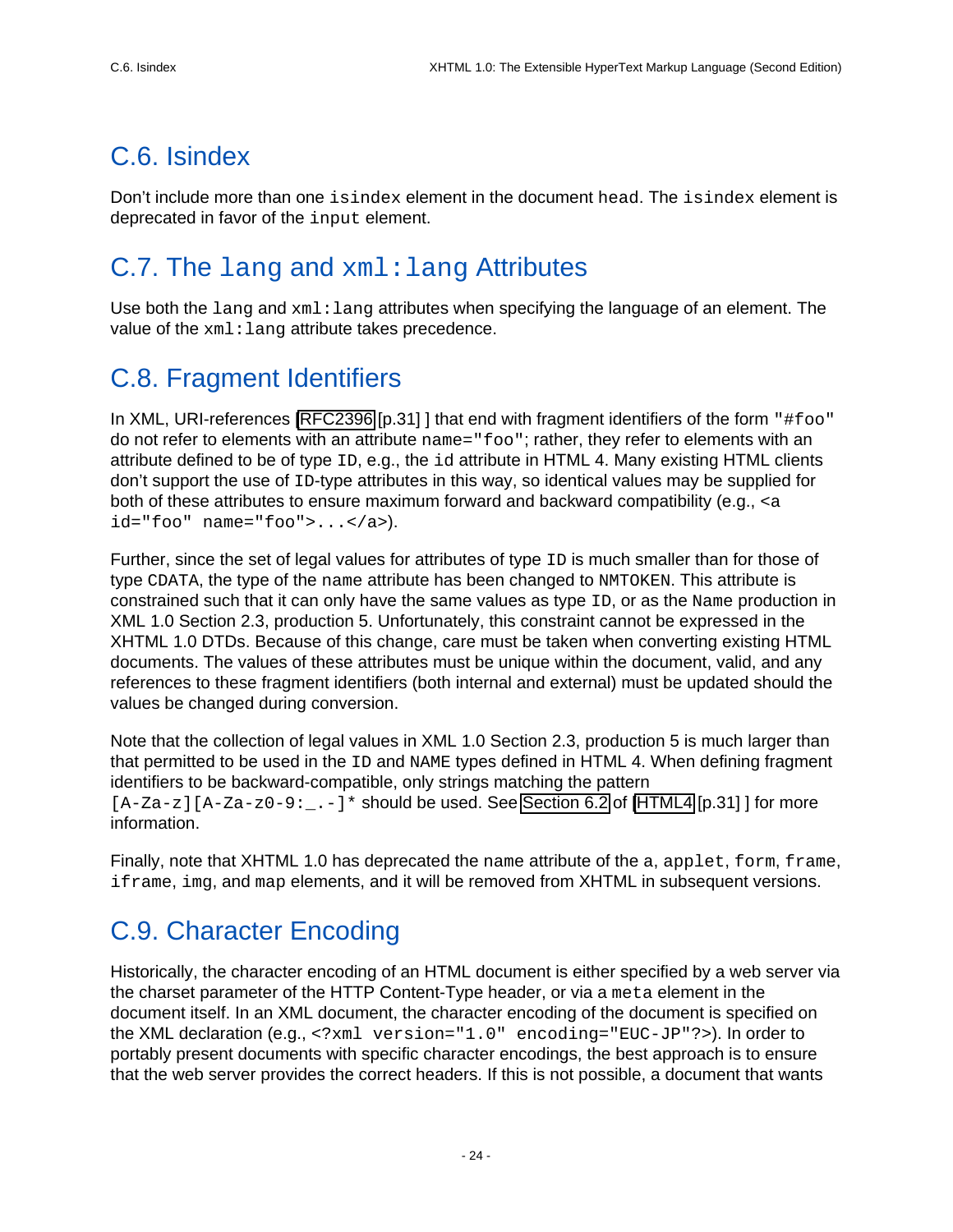## C.6. Isindex

Don't include more than one `isindex` element in the document `head`. The `isindex` element is deprecated in favor of the `input` element.

## C.7. The `lang` and `xml:lang` Attributes

Use both the `lang` and `xml:lang` attributes when specifying the language of an element. The value of the `xml:lang` attribute takes precedence.

## C.8. Fragment Identifiers

In XML, URI-references [RFC2396 [p.31] ] that end with fragment identifiers of the form `"#foo"` do not refer to elements with an attribute `name="foo"`; rather, they refer to elements with an attribute defined to be of type `ID`, e.g., the `id` attribute in HTML 4. Many existing HTML clients don't support the use of `ID`-type attributes in this way, so identical values may be supplied for both of these attributes to ensure maximum forward and backward compatibility (e.g., `<a id="foo" name="foo">...</a>`).

Further, since the set of legal values for attributes of type `ID` is much smaller than for those of type `CDATA`, the type of the `name` attribute has been changed to `NMTOKEN`. This attribute is constrained such that it can only have the same values as type `ID`, or as the `Name` production in XML 1.0 Section 2.3, production 5. Unfortunately, this constraint cannot be expressed in the XHTML 1.0 DTDs. Because of this change, care must be taken when converting existing HTML documents. The values of these attributes must be unique within the document, valid, and any references to these fragment identifiers (both internal and external) must be updated should the values be changed during conversion.

Note that the collection of legal values in XML 1.0 Section 2.3, production 5 is much larger than that permitted to be used in the `ID` and `NAME` types defined in HTML 4. When defining fragment identifiers to be backward-compatible, only strings matching the pattern `[A-Za-z][A-Za-z0-9:_.-]*` should be used. See Section 6.2 of [HTML4 [p.31] ] for more information.

Finally, note that XHTML 1.0 has deprecated the `name` attribute of the `a`, `applet`, `form`, `frame`, `iframe`, `img`, and `map` elements, and it will be removed from XHTML in subsequent versions.

## C.9. Character Encoding

Historically, the character encoding of an HTML document is either specified by a web server via the charset parameter of the HTTP Content-Type header, or via a `meta` element in the document itself. In an XML document, the character encoding of the document is specified on the XML declaration (e.g., `<?xml version="1.0" encoding="EUC-JP"?>`). In order to portably present documents with specific character encodings, the best approach is to ensure that the web server provides the correct headers. If this is not possible, a document that wants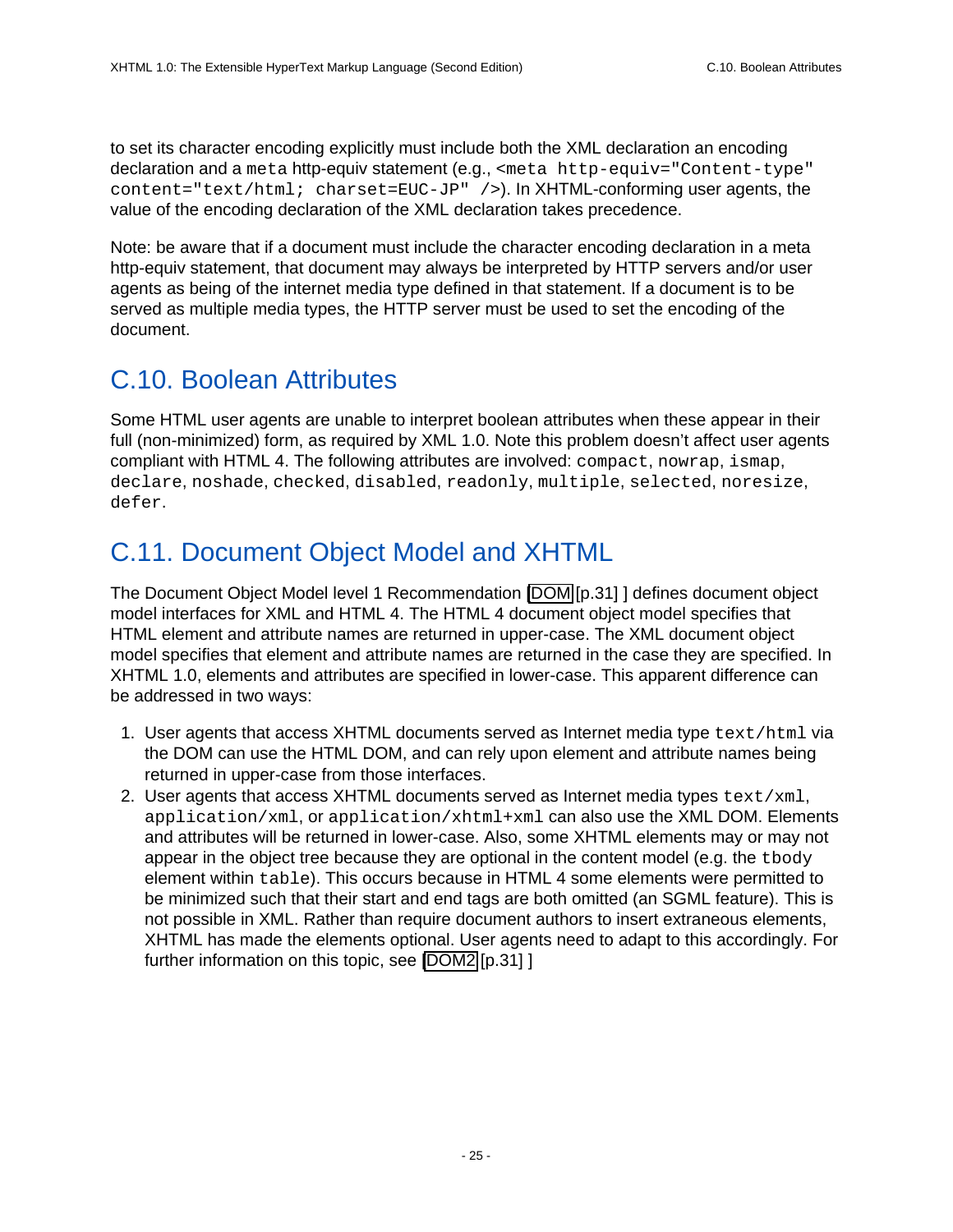to set its character encoding explicitly must include both the XML declaration an encoding declaration and a `meta` http-equiv statement (e.g., `<meta http-equiv="Content-type" content="text/html; charset=EUC-JP" />`). In XHTML-conforming user agents, the value of the encoding declaration of the XML declaration takes precedence.

Note: be aware that if a document must include the character encoding declaration in a meta http-equiv statement, that document may always be interpreted by HTTP servers and/or user agents as being of the internet media type defined in that statement. If a document is to be served as multiple media types, the HTTP server must be used to set the encoding of the document.

## C.10. Boolean Attributes

Some HTML user agents are unable to interpret boolean attributes when these appear in their full (non-minimized) form, as required by XML 1.0. Note this problem doesn't affect user agents compliant with HTML 4. The following attributes are involved: `compact`, `nowrap`, `ismap`, `declare`, `noshade`, `checked`, `disabled`, `readonly`, `multiple`, `selected`, `noresize`, `defer`.

## C.11. Document Object Model and XHTML

The Document Object Model level 1 Recommendation [DOM [p.31] ] defines document object model interfaces for XML and HTML 4. The HTML 4 document object model specifies that HTML element and attribute names are returned in upper-case. The XML document object model specifies that element and attribute names are returned in the case they are specified. In XHTML 1.0, elements and attributes are specified in lower-case. This apparent difference can be addressed in two ways:

1. User agents that access XHTML documents served as Internet media type `text/html` via the DOM can use the HTML DOM, and can rely upon element and attribute names being returned in upper-case from those interfaces.
2. User agents that access XHTML documents served as Internet media types `text/xml`, `application/xml`, or `application/xhtml+xml` can also use the XML DOM. Elements and attributes will be returned in lower-case. Also, some XHTML elements may or may not appear in the object tree because they are optional in the content model (e.g. the `tbody` element within `table`). This occurs because in HTML 4 some elements were permitted to be minimized such that their start and end tags are both omitted (an SGML feature). This is not possible in XML. Rather than require document authors to insert extraneous elements, XHTML has made the elements optional. User agents need to adapt to this accordingly. For further information on this topic, see [DOM2 [p.31] ]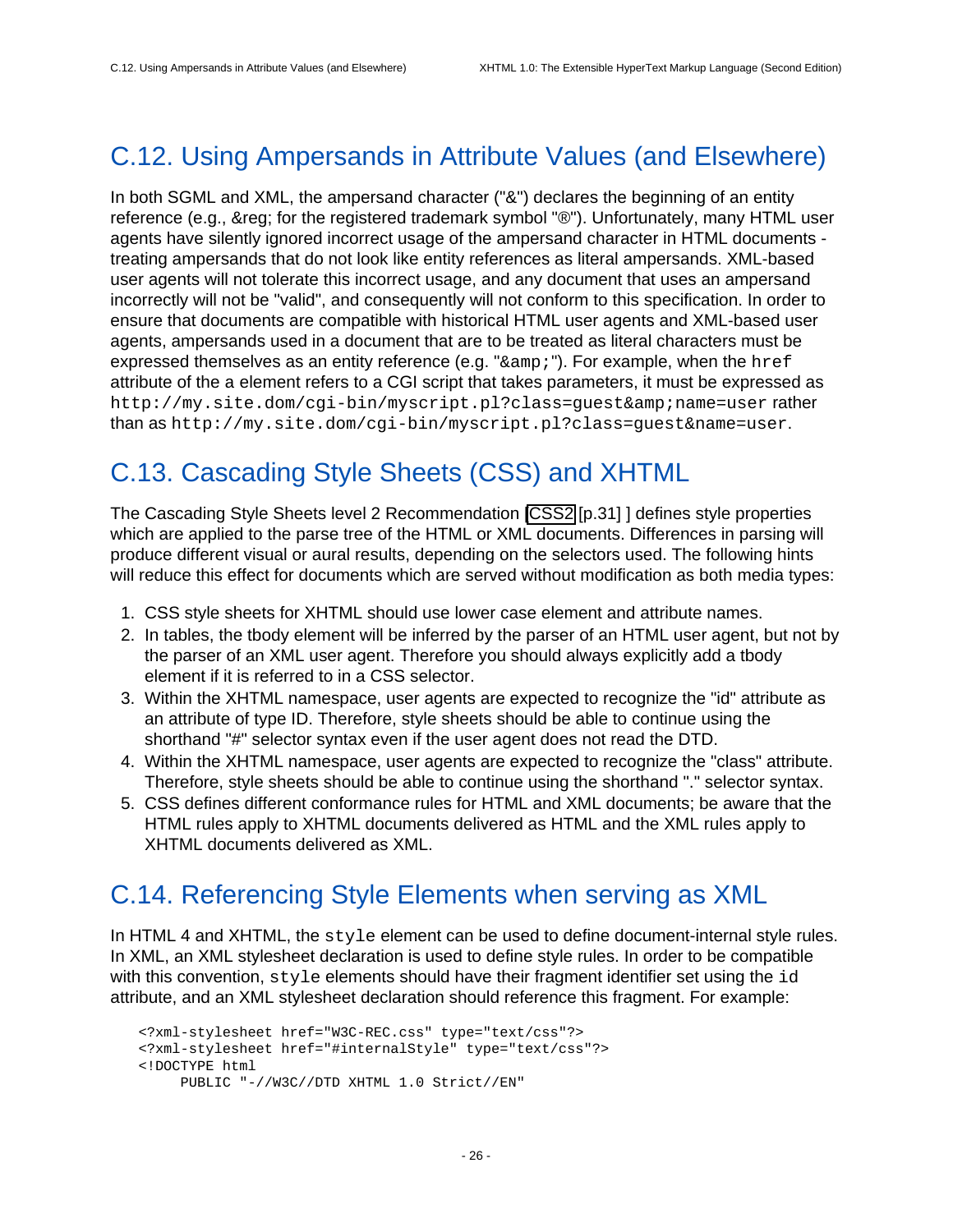## C.12. Using Ampersands in Attribute Values (and Elsewhere)

In both SGML and XML, the ampersand character ("&") declares the beginning of an entity reference (e.g., &reg; for the registered trademark symbol "®"). Unfortunately, many HTML user agents have silently ignored incorrect usage of the ampersand character in HTML documents - treating ampersands that do not look like entity references as literal ampersands. XML-based user agents will not tolerate this incorrect usage, and any document that uses an ampersand incorrectly will not be "valid", and consequently will not conform to this specification. In order to ensure that documents are compatible with historical HTML user agents and XML-based user agents, ampersands used in a document that are to be treated as literal characters must be expressed themselves as an entity reference (e.g. "`&amp;`"). For example, when the `href` attribute of the a element refers to a CGI script that takes parameters, it must be expressed as `http://my.site.dom/cgi-bin/myscript.pl?class=guest&amp;name=user` rather than as `http://my.site.dom/cgi-bin/myscript.pl?class=guest&name=user`.

## C.13. Cascading Style Sheets (CSS) and XHTML

The Cascading Style Sheets level 2 Recommendation [CSS2 [p.31] ] defines style properties which are applied to the parse tree of the HTML or XML documents. Differences in parsing will produce different visual or aural results, depending on the selectors used. The following hints will reduce this effect for documents which are served without modification as both media types:

1. CSS style sheets for XHTML should use lower case element and attribute names.
2. In tables, the tbody element will be inferred by the parser of an HTML user agent, but not by the parser of an XML user agent. Therefore you should always explicitly add a tbody element if it is referred to in a CSS selector.
3. Within the XHTML namespace, user agents are expected to recognize the "id" attribute as an attribute of type ID. Therefore, style sheets should be able to continue using the shorthand "#" selector syntax even if the user agent does not read the DTD.
4. Within the XHTML namespace, user agents are expected to recognize the "class" attribute. Therefore, style sheets should be able to continue using the shorthand "." selector syntax.
5. CSS defines different conformance rules for HTML and XML documents; be aware that the HTML rules apply to XHTML documents delivered as HTML and the XML rules apply to XHTML documents delivered as XML.

## C.14. Referencing Style Elements when serving as XML

In HTML 4 and XHTML, the `style` element can be used to define document-internal style rules. In XML, an XML stylesheet declaration is used to define style rules. In order to be compatible with this convention, `style` elements should have their fragment identifier set using the `id` attribute, and an XML stylesheet declaration should reference this fragment. For example:

```
<?xml-stylesheet href="W3C-REC.css" type="text/css"?>
<?xml-stylesheet href="#internalStyle" type="text/css"?>
<!DOCTYPE html
     PUBLIC "-//W3C//DTD XHTML 1.0 Strict//EN"
```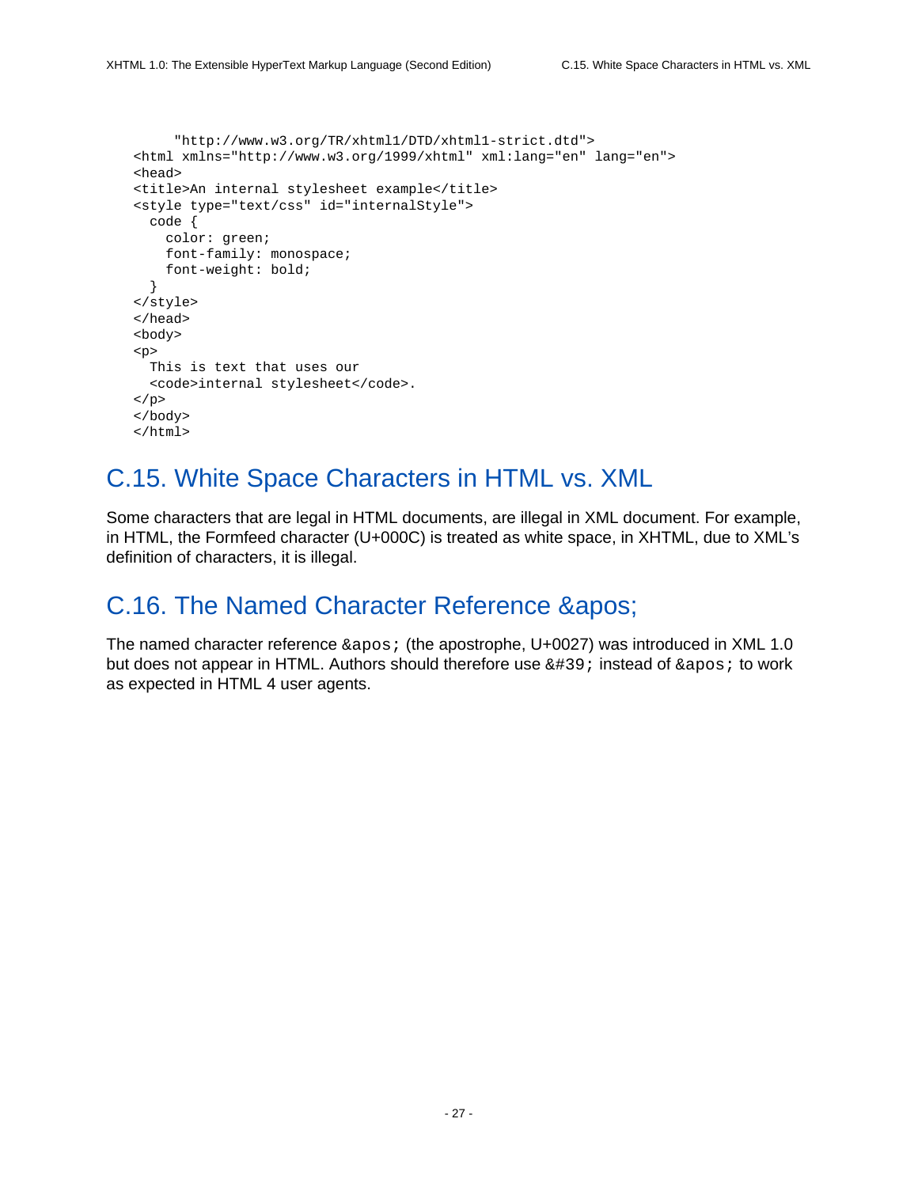```
     "http://www.w3.org/TR/xhtml1/DTD/xhtml1-strict.dtd">
<html xmlns="http://www.w3.org/1999/xhtml" xml:lang="en" lang="en">
<head>
<title>An internal stylesheet example</title>
<style type="text/css" id="internalStyle">
  code {
    color: green;
    font-family: monospace;
    font-weight: bold;
  }
</style>
</head>
<body>
<p>
  This is text that uses our
  <code>internal stylesheet</code>.
</p>
</body>
</html>
```

## C.15. White Space Characters in HTML vs. XML

Some characters that are legal in HTML documents, are illegal in XML document. For example, in HTML, the Formfeed character (U+000C) is treated as white space, in XHTML, due to XML's definition of characters, it is illegal.

## C.16. The Named Character Reference &apos;

The named character reference `&apos;` (the apostrophe, U+0027) was introduced in XML 1.0 but does not appear in HTML. Authors should therefore use `&#39;` instead of `&apos;` to work as expected in HTML 4 user agents.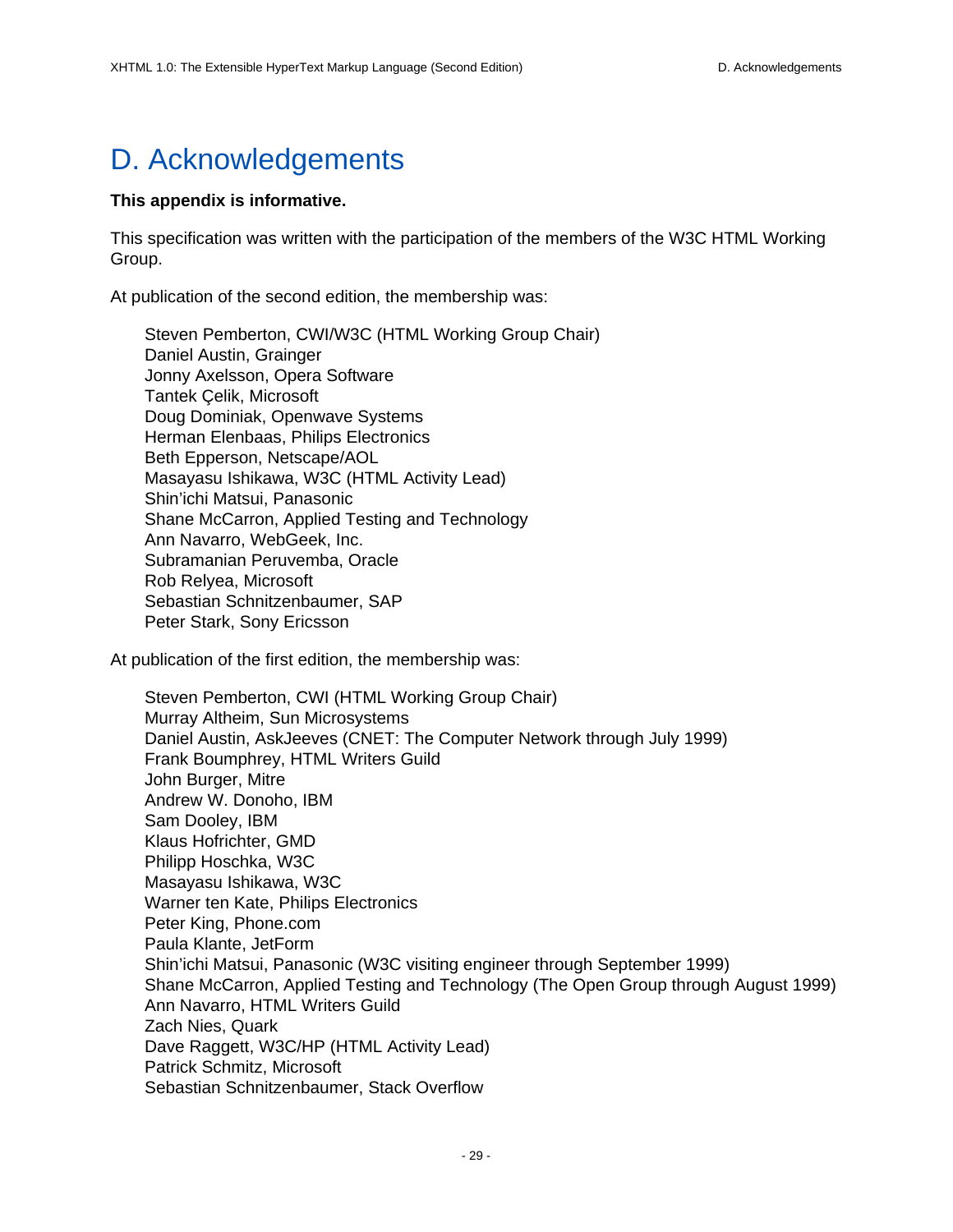# D. Acknowledgements

**This appendix is informative.**

This specification was written with the participation of the members of the W3C HTML Working Group.

At publication of the second edition, the membership was:

Steven Pemberton, CWI/W3C (HTML Working Group Chair)
Daniel Austin, Grainger
Jonny Axelsson, Opera Software
Tantek Çelik, Microsoft
Doug Dominiak, Openwave Systems
Herman Elenbaas, Philips Electronics
Beth Epperson, Netscape/AOL
Masayasu Ishikawa, W3C (HTML Activity Lead)
Shin'ichi Matsui, Panasonic
Shane McCarron, Applied Testing and Technology
Ann Navarro, WebGeek, Inc.
Subramanian Peruvemba, Oracle
Rob Relyea, Microsoft
Sebastian Schnitzenbaumer, SAP
Peter Stark, Sony Ericsson

At publication of the first edition, the membership was:

Steven Pemberton, CWI (HTML Working Group Chair)
Murray Altheim, Sun Microsystems
Daniel Austin, AskJeeves (CNET: The Computer Network through July 1999)
Frank Boumphrey, HTML Writers Guild
John Burger, Mitre
Andrew W. Donoho, IBM
Sam Dooley, IBM
Klaus Hofrichter, GMD
Philipp Hoschka, W3C
Masayasu Ishikawa, W3C
Warner ten Kate, Philips Electronics
Peter King, Phone.com
Paula Klante, JetForm
Shin'ichi Matsui, Panasonic (W3C visiting engineer through September 1999)
Shane McCarron, Applied Testing and Technology (The Open Group through August 1999)
Ann Navarro, HTML Writers Guild
Zach Nies, Quark
Dave Raggett, W3C/HP (HTML Activity Lead)
Patrick Schmitz, Microsoft
Sebastian Schnitzenbaumer, Stack Overflow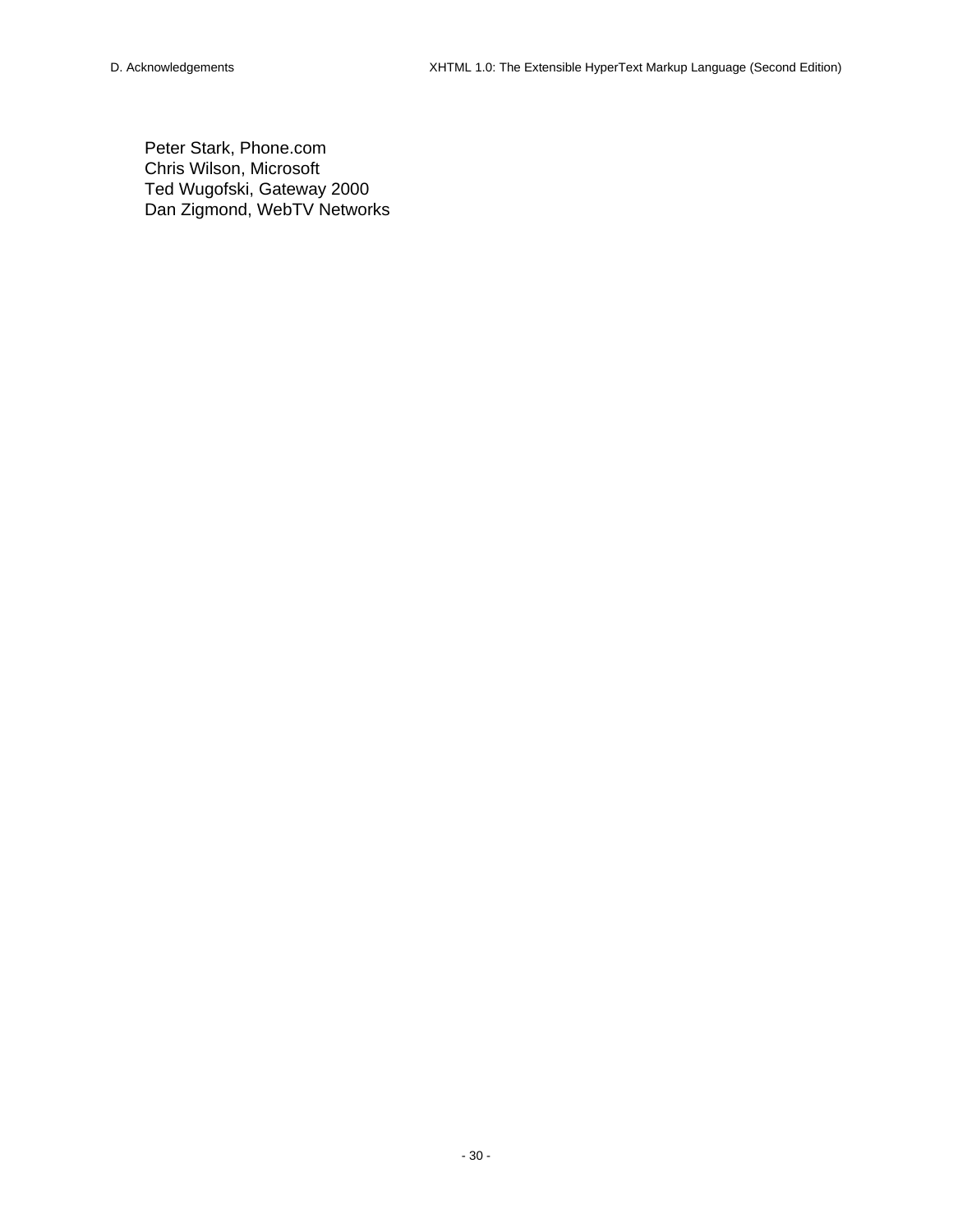Peter Stark, Phone.com
Chris Wilson, Microsoft
Ted Wugofski, Gateway 2000
Dan Zigmond, WebTV Networks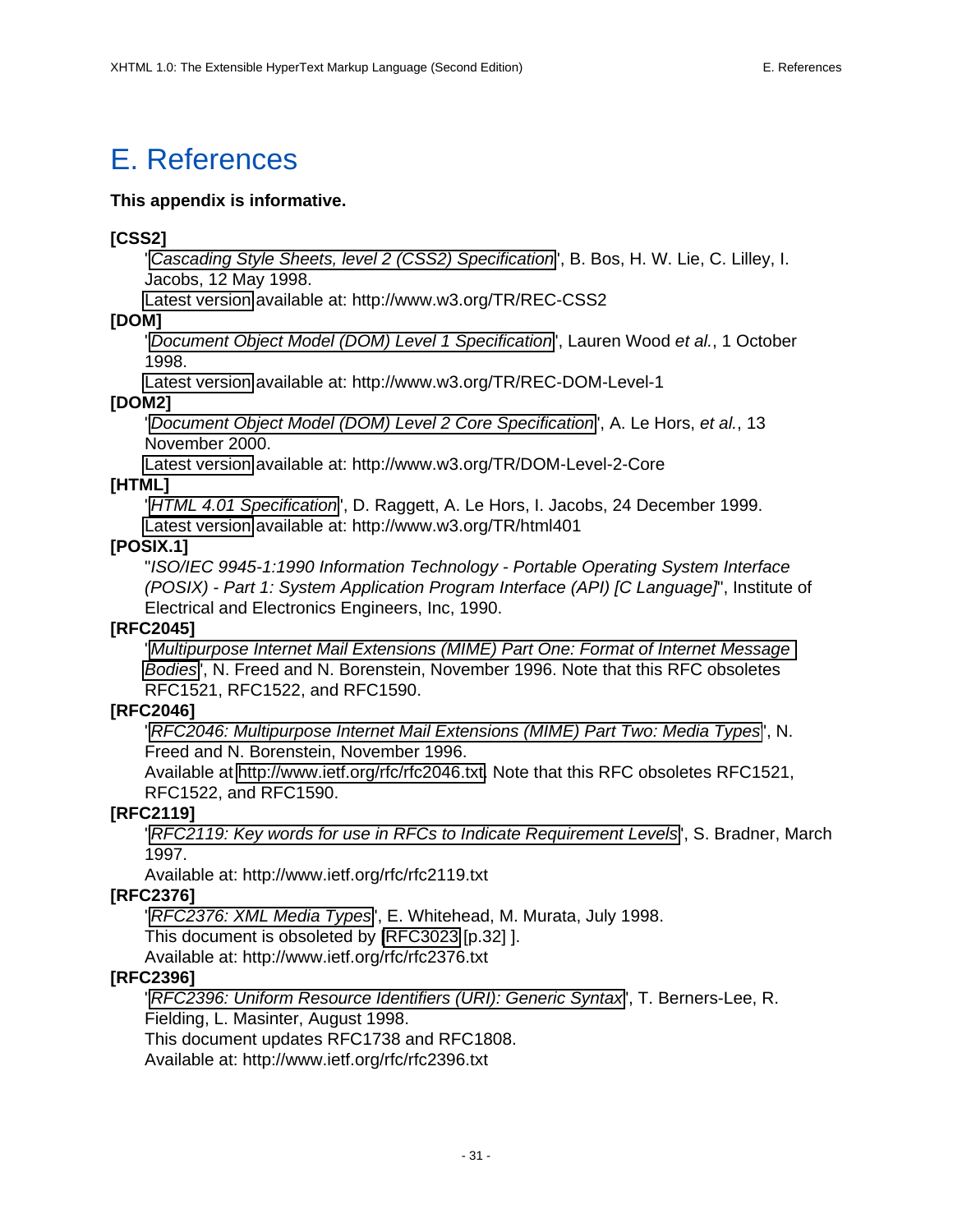# E. References

**This appendix is informative.**

**[CSS2]**
: "*Cascading Style Sheets, level 2 (CSS2) Specification*", B. Bos, H. W. Lie, C. Lilley, I. Jacobs, 12 May 1998.
  Latest version available at: http://www.w3.org/TR/REC-CSS2

**[DOM]**
: "*Document Object Model (DOM) Level 1 Specification*", Lauren Wood *et al.*, 1 October 1998.
  Latest version available at: http://www.w3.org/TR/REC-DOM-Level-1

**[DOM2]**
: "*Document Object Model (DOM) Level 2 Core Specification*", A. Le Hors, *et al.*, 13 November 2000.
  Latest version available at: http://www.w3.org/TR/DOM-Level-2-Core

**[HTML]**
: "*HTML 4.01 Specification*", D. Raggett, A. Le Hors, I. Jacobs, 24 December 1999.
  Latest version available at: http://www.w3.org/TR/html401

**[POSIX.1]**
: "*ISO/IEC 9945-1:1990 Information Technology - Portable Operating System Interface (POSIX) - Part 1: System Application Program Interface (API) [C Language]*", Institute of Electrical and Electronics Engineers, Inc, 1990.

**[RFC2045]**
: "*Multipurpose Internet Mail Extensions (MIME) Part One: Format of Internet Message Bodies*", N. Freed and N. Borenstein, November 1996. Note that this RFC obsoletes RFC1521, RFC1522, and RFC1590.

**[RFC2046]**
: "*RFC2046: Multipurpose Internet Mail Extensions (MIME) Part Two: Media Types*", N. Freed and N. Borenstein, November 1996.
  Available at http://www.ietf.org/rfc/rfc2046.txt. Note that this RFC obsoletes RFC1521, RFC1522, and RFC1590.

**[RFC2119]**
: "*RFC2119: Key words for use in RFCs to Indicate Requirement Levels*", S. Bradner, March 1997.
  Available at: http://www.ietf.org/rfc/rfc2119.txt

**[RFC2376]**
: "*RFC2376: XML Media Types*", E. Whitehead, M. Murata, July 1998.
  This document is obsoleted by [RFC3023 [p.32] ].
  Available at: http://www.ietf.org/rfc/rfc2376.txt

**[RFC2396]**
: "*RFC2396: Uniform Resource Identifiers (URI): Generic Syntax*", T. Berners-Lee, R. Fielding, L. Masinter, August 1998.
  This document updates RFC1738 and RFC1808.
  Available at: http://www.ietf.org/rfc/rfc2396.txt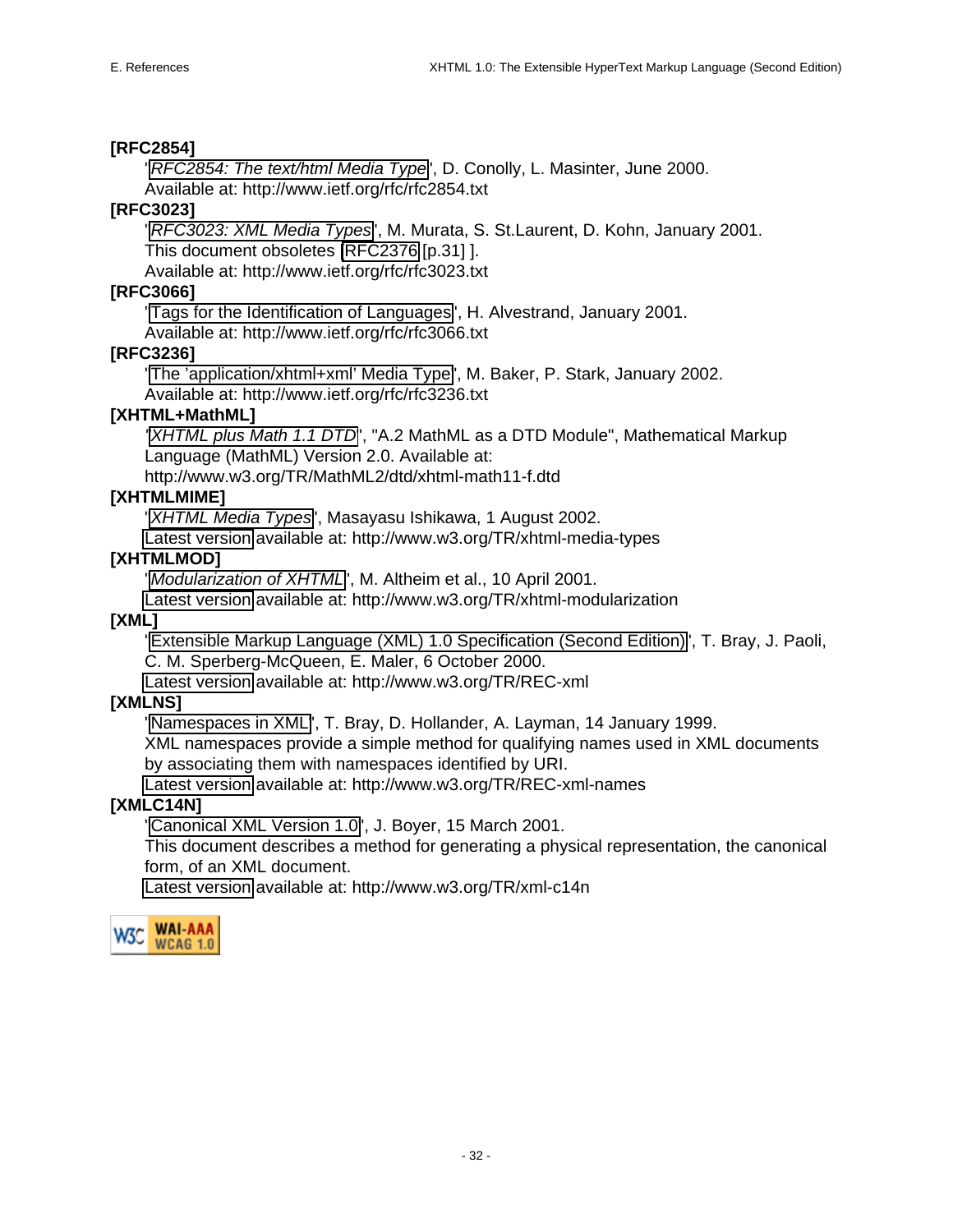**[RFC2854]**

'*RFC2854: The text/html Media Type*', D. Conolly, L. Masinter, June 2000.
Available at: http://www.ietf.org/rfc/rfc2854.txt

**[RFC3023]**

'*RFC3023: XML Media Types*', M. Murata, S. St.Laurent, D. Kohn, January 2001.
This document obsoletes [RFC2376 [p.31] ].
Available at: http://www.ietf.org/rfc/rfc3023.txt

**[RFC3066]**

'Tags for the Identification of Languages', H. Alvestrand, January 2001.
Available at: http://www.ietf.org/rfc/rfc3066.txt

**[RFC3236]**

'The 'application/xhtml+xml' Media Type', M. Baker, P. Stark, January 2002.
Available at: http://www.ietf.org/rfc/rfc3236.txt

**[XHTML+MathML]**

'*XHTML plus Math 1.1 DTD*', "A.2 MathML as a DTD Module", Mathematical Markup Language (MathML) Version 2.0. Available at:
http://www.w3.org/TR/MathML2/dtd/xhtml-math11-f.dtd

**[XHTMLMIME]**

'*XHTML Media Types*', Masayasu Ishikawa, 1 August 2002.
Latest version available at: http://www.w3.org/TR/xhtml-media-types

**[XHTMLMOD]**

'*Modularization of XHTML*', M. Altheim et al., 10 April 2001.
Latest version available at: http://www.w3.org/TR/xhtml-modularization

**[XML]**

'Extensible Markup Language (XML) 1.0 Specification (Second Edition)', T. Bray, J. Paoli, C. M. Sperberg-McQueen, E. Maler, 6 October 2000.
Latest version available at: http://www.w3.org/TR/REC-xml

**[XMLNS]**

'Namespaces in XML', T. Bray, D. Hollander, A. Layman, 14 January 1999.
XML namespaces provide a simple method for qualifying names used in XML documents by associating them with namespaces identified by URI.
Latest version available at: http://www.w3.org/TR/REC-xml-names

**[XMLC14N]**

'Canonical XML Version 1.0', J. Boyer, 15 March 2001.
This document describes a method for generating a physical representation, the canonical form, of an XML document.
Latest version available at: http://www.w3.org/TR/xml-c14n

W3C WAI-AAA WCAG 1.0